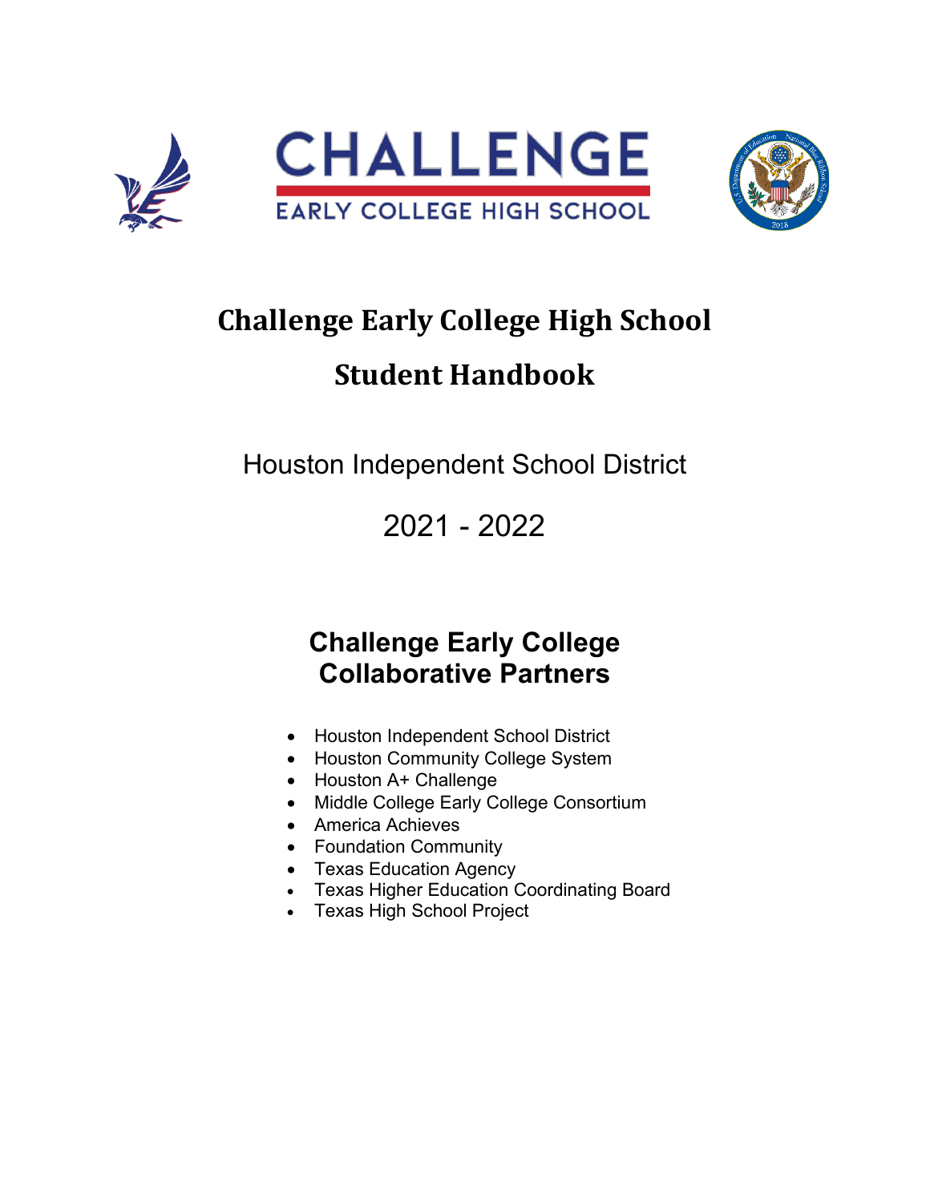# CHALLENGE

EARLY COLLEGE HIGH SCHOOL

# Challenge Early College High School

# Student Handbook

Houston Independent School District

2021 - 2022

## Challenge Early College Collaborative Partners

- Houston Independent School District
- Houston Community College System
- Houston A+ Challenge
- Middle College Early College Consortium
- America Achieves
- Foundation Community
- Texas Education Agency
- Texas Higher Education Coordinating Board
- Texas High School Project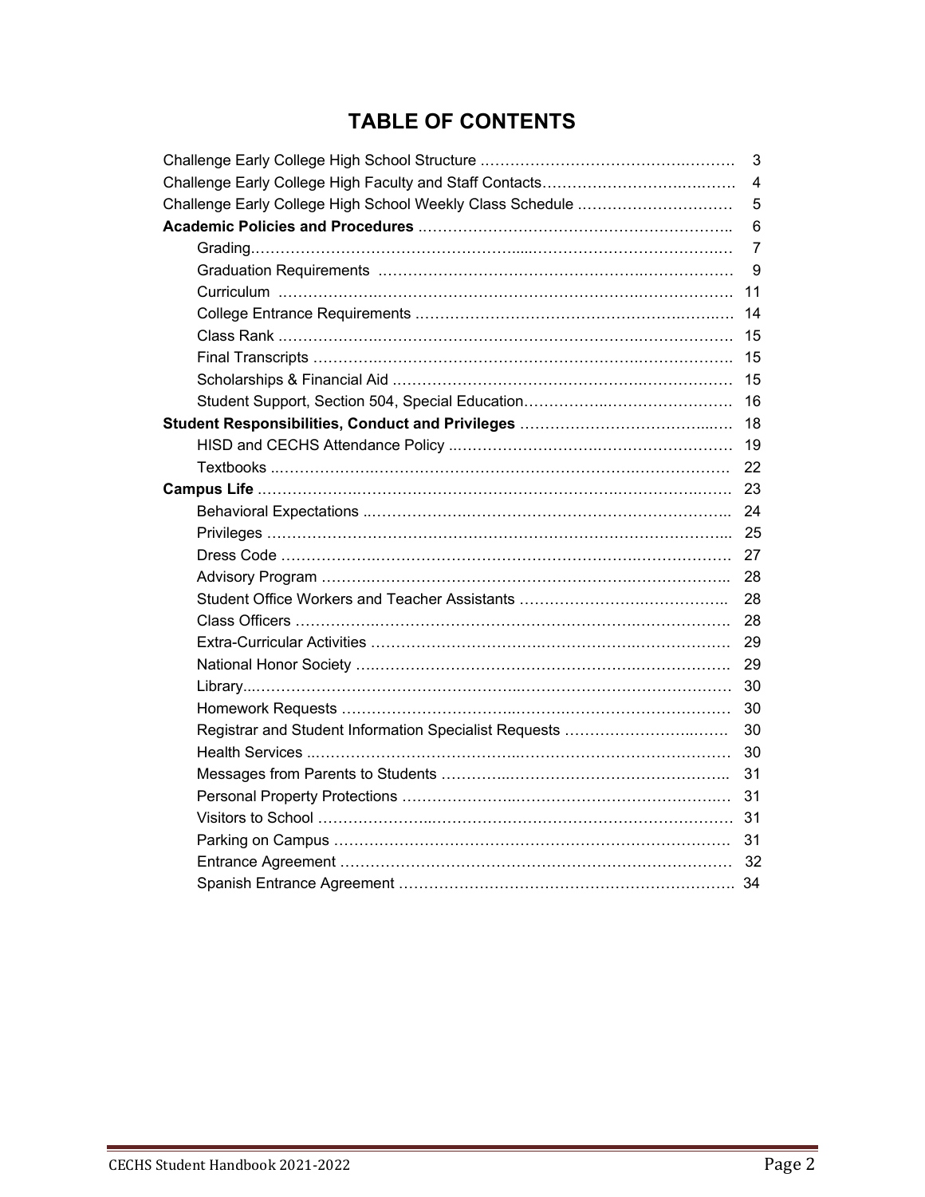# TABLE OF CONTENTS

| | |
|---|---|
| Challenge Early College High School Structure | 3 |
| Challenge Early College High Faculty and Staff Contacts | 4 |
| Challenge Early College High School Weekly Class Schedule | 5 |
| **Academic Policies and Procedures** | 6 |
| Grading | 7 |
| Graduation Requirements | 9 |
| Curriculum | 11 |
| College Entrance Requirements | 14 |
| Class Rank | 15 |
| Final Transcripts | 15 |
| Scholarships & Financial Aid | 15 |
| Student Support, Section 504, Special Education | 16 |
| **Student Responsibilities, Conduct and Privileges** | 18 |
| HISD and CECHS Attendance Policy | 19 |
| Textbooks | 22 |
| **Campus Life** | 23 |
| Behavioral Expectations | 24 |
| Privileges | 25 |
| Dress Code | 27 |
| Advisory Program | 28 |
| Student Office Workers and Teacher Assistants | 28 |
| Class Officers | 28 |
| Extra-Curricular Activities | 29 |
| National Honor Society | 29 |
| Library | 30 |
| Homework Requests | 30 |
| Registrar and Student Information Specialist Requests | 30 |
| Health Services | 30 |
| Messages from Parents to Students | 31 |
| Personal Property Protections | 31 |
| Visitors to School | 31 |
| Parking on Campus | 31 |
| Entrance Agreement | 32 |
| Spanish Entrance Agreement | 34 |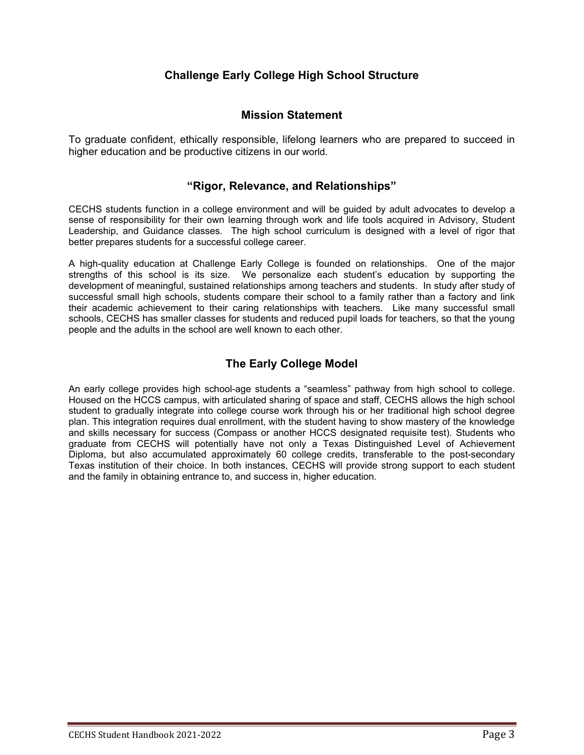# Challenge Early College High School Structure

## Mission Statement

To graduate confident, ethically responsible, lifelong learners who are prepared to succeed in higher education and be productive citizens in our world.

## "Rigor, Relevance, and Relationships"

CECHS students function in a college environment and will be guided by adult advocates to develop a sense of responsibility for their own learning through work and life tools acquired in Advisory, Student Leadership, and Guidance classes. The high school curriculum is designed with a level of rigor that better prepares students for a successful college career.

A high-quality education at Challenge Early College is founded on relationships. One of the major strengths of this school is its size. We personalize each student's education by supporting the development of meaningful, sustained relationships among teachers and students. In study after study of successful small high schools, students compare their school to a family rather than a factory and link their academic achievement to their caring relationships with teachers. Like many successful small schools, CECHS has smaller classes for students and reduced pupil loads for teachers, so that the young people and the adults in the school are well known to each other.

## The Early College Model

An early college provides high school-age students a "seamless" pathway from high school to college. Housed on the HCCS campus, with articulated sharing of space and staff, CECHS allows the high school student to gradually integrate into college course work through his or her traditional high school degree plan. This integration requires dual enrollment, with the student having to show mastery of the knowledge and skills necessary for success (Compass or another HCCS designated requisite test). Students who graduate from CECHS will potentially have not only a Texas Distinguished Level of Achievement Diploma, but also accumulated approximately 60 college credits, transferable to the post-secondary Texas institution of their choice. In both instances, CECHS will provide strong support to each student and the family in obtaining entrance to, and success in, higher education.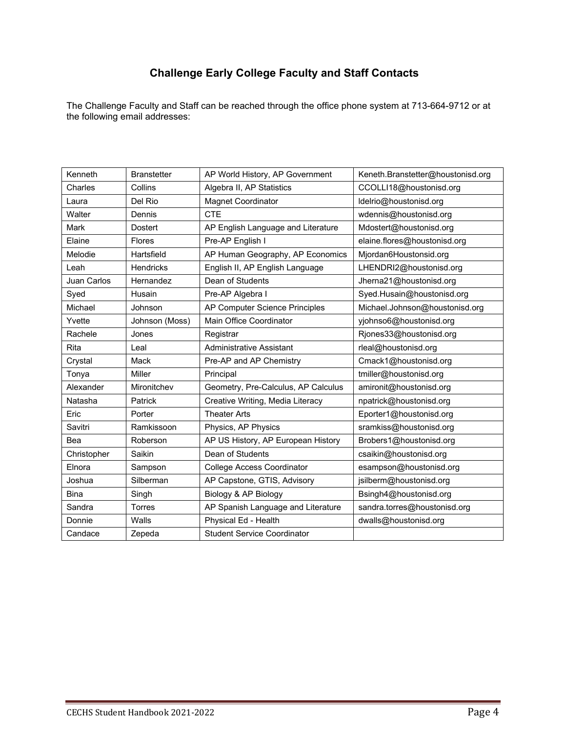## Challenge Early College Faculty and Staff Contacts

The Challenge Faculty and Staff can be reached through the office phone system at 713-664-9712 or at the following email addresses:

| | | | |
|---|---|---|---|
| Kenneth | Branstetter | AP World History, AP Government | Keneth.Branstetter@houstonisd.org |
| Charles | Collins | Algebra II, AP Statistics | CCOLLI18@houstonisd.org |
| Laura | Del Rio | Magnet Coordinator | ldelrio@houstonisd.org |
| Walter | Dennis | CTE | wdennis@houstonisd.org |
| Mark | Dostert | AP English Language and Literature | Mdostert@houstonisd.org |
| Elaine | Flores | Pre-AP English I | elaine.flores@houstonisd.org |
| Melodie | Hartsfield | AP Human Geography, AP Economics | Mjordan6Houstonsid.org |
| Leah | Hendricks | English II, AP English Language | LHENDRI2@houstonisd.org |
| Juan Carlos | Hernandez | Dean of Students | Jherna21@houstonisd.org |
| Syed | Husain | Pre-AP Algebra I | Syed.Husain@houstonisd.org |
| Michael | Johnson | AP Computer Science Principles | Michael.Johnson@houstonisd.org |
| Yvette | Johnson (Moss) | Main Office Coordinator | yjohnso6@houstonisd.org |
| Rachele | Jones | Registrar | Rjones33@houstonisd.org |
| Rita | Leal | Administrative Assistant | rleal@houstonisd.org |
| Crystal | Mack | Pre-AP and AP Chemistry | Cmack1@houstonisd.org |
| Tonya | Miller | Principal | tmiller@houstonisd.org |
| Alexander | Mironitchev | Geometry, Pre-Calculus, AP Calculus | amironit@houstonisd.org |
| Natasha | Patrick | Creative Writing, Media Literacy | npatrick@houstonisd.org |
| Eric | Porter | Theater Arts | Eporter1@houstonisd.org |
| Savitri | Ramkissoon | Physics, AP Physics | sramkiss@houstonisd.org |
| Bea | Roberson | AP US History, AP European History | Brobers1@houstonisd.org |
| Christopher | Saikin | Dean of Students | csaikin@houstonisd.org |
| Elnora | Sampson | College Access Coordinator | esampson@houstonisd.org |
| Joshua | Silberman | AP Capstone, GTIS, Advisory | jsilberm@houstonisd.org |
| Bina | Singh | Biology & AP Biology | Bsingh4@houstonisd.org |
| Sandra | Torres | AP Spanish Language and Literature | sandra.torres@houstonisd.org |
| Donnie | Walls | Physical Ed - Health | dwalls@houstonisd.org |
| Candace | Zepeda | Student Service Coordinator | |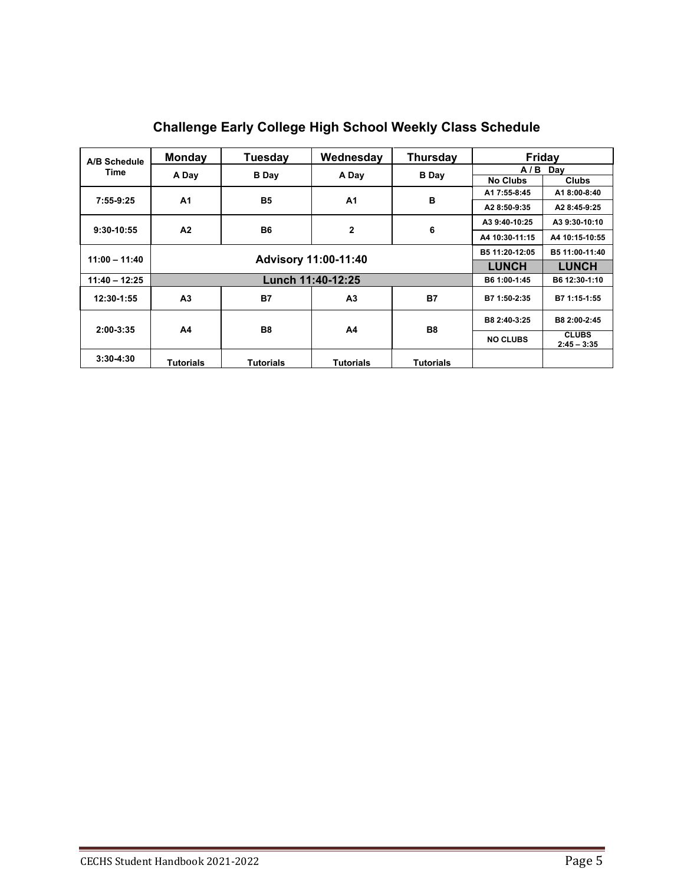## Challenge Early College High School Weekly Class Schedule

| A/B Schedule Time | Monday | Tuesday | Wednesday | Thursday | Friday | |
|---|---|---|---|---|---|---|
| | A Day | B Day | A Day | B Day | A / B Day | |
| | | | | | No Clubs | Clubs |
| 7:55-9:25 | A1 | B5 | A1 | B | A1 7:55-8:45 | A1 8:00-8:40 |
| | | | | | A2 8:50-9:35 | A2 8:45-9:25 |
| 9:30-10:55 | A2 | B6 | 2 | 6 | A3 9:40-10:25 | A3 9:30-10:10 |
| | | | | | A4 10:30-11:15 | A4 10:15-10:55 |
| 11:00 – 11:40 | Advisory 11:00-11:40 | | | | B5 11:20-12:05 | B5 11:00-11:40 |
| | | | | | LUNCH | LUNCH |
| 11:40 – 12:25 | Lunch 11:40-12:25 | | | | B6 1:00-1:45 | B6 12:30-1:10 |
| 12:30-1:55 | A3 | B7 | A3 | B7 | B7 1:50-2:35 | B7 1:15-1:55 |
| 2:00-3:35 | A4 | B8 | A4 | B8 | B8 2:40-3:25 | B8 2:00-2:45 |
| | | | | | NO CLUBS | CLUBS 2:45 – 3:35 |
| 3:30-4:30 | Tutorials | Tutorials | Tutorials | Tutorials | | |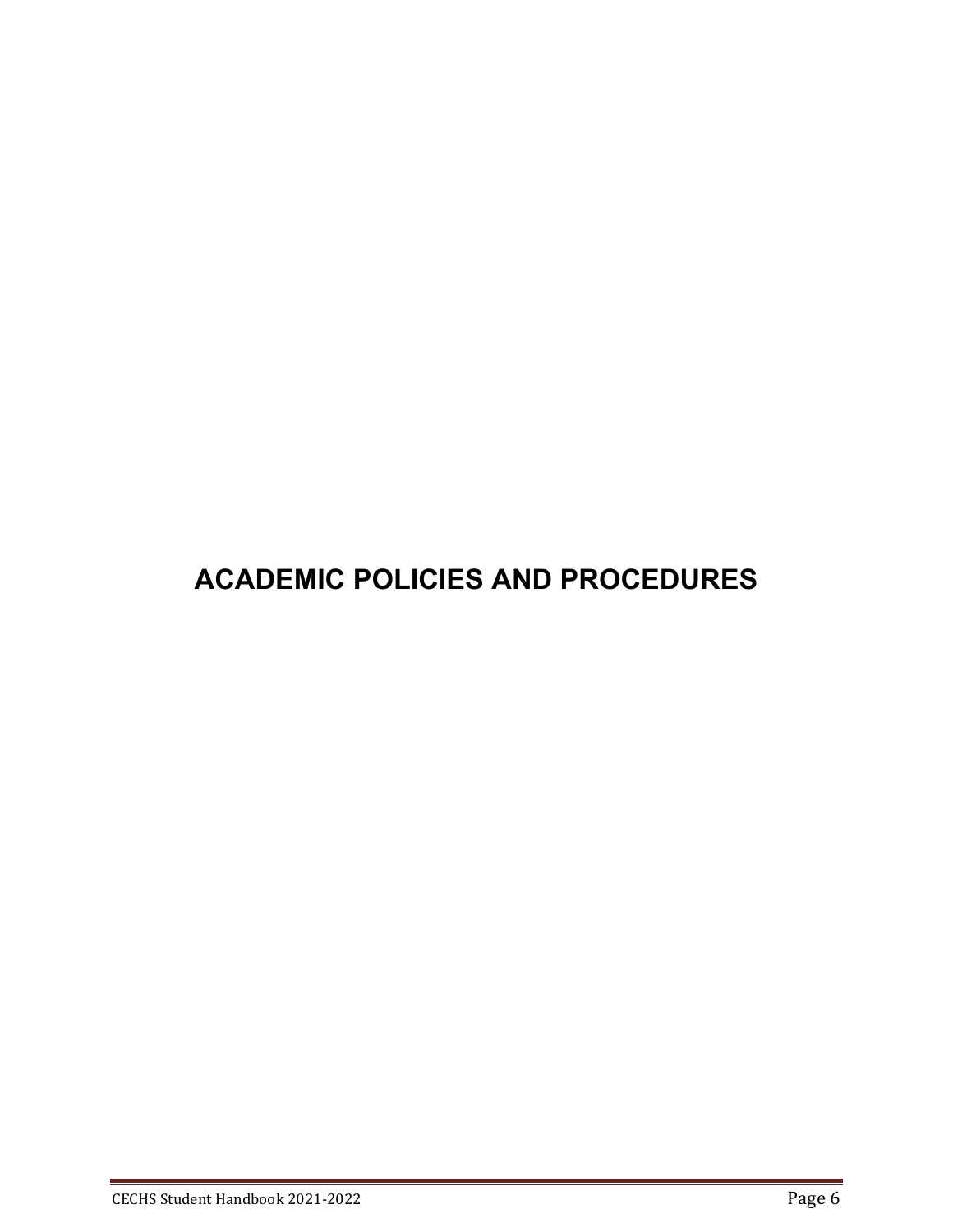# ACADEMIC POLICIES AND PROCEDURES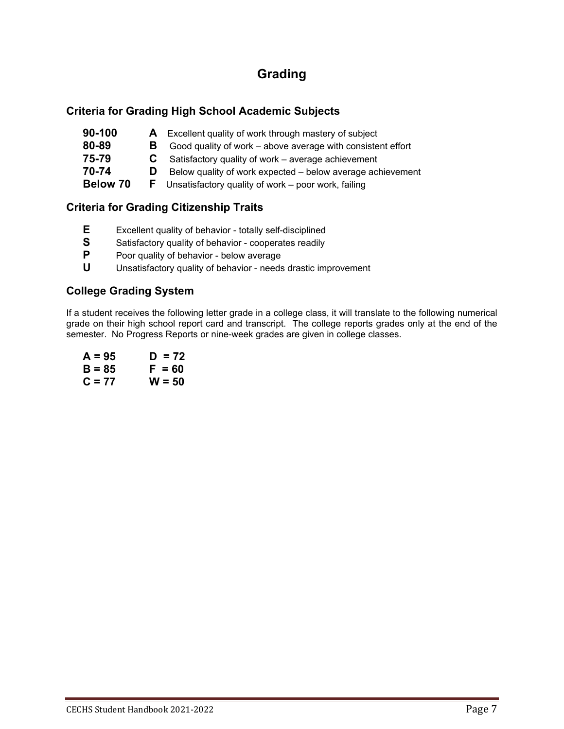# Grading

## Criteria for Grading High School Academic Subjects

| | | |
|---|---|---|
| **90-100** | **A** | Excellent quality of work through mastery of subject |
| **80-89** | **B** | Good quality of work – above average with consistent effort |
| **75-79** | **C** | Satisfactory quality of work – average achievement |
| **70-74** | **D** | Below quality of work expected – below average achievement |
| **Below 70** | **F** | Unsatisfactory quality of work – poor work, failing |

## Criteria for Grading Citizenship Traits

| | |
|---|---|
| **E** | Excellent quality of behavior - totally self-disciplined |
| **S** | Satisfactory quality of behavior - cooperates readily |
| **P** | Poor quality of behavior - below average |
| **U** | Unsatisfactory quality of behavior - needs drastic improvement |

## College Grading System

If a student receives the following letter grade in a college class, it will translate to the following numerical grade on their high school report card and transcript. The college reports grades only at the end of the semester. No Progress Reports or nine-week grades are given in college classes.

| | |
|---|---|
| **A = 95** | **D = 72** |
| **B = 85** | **F = 60** |
| **C = 77** | **W = 50** |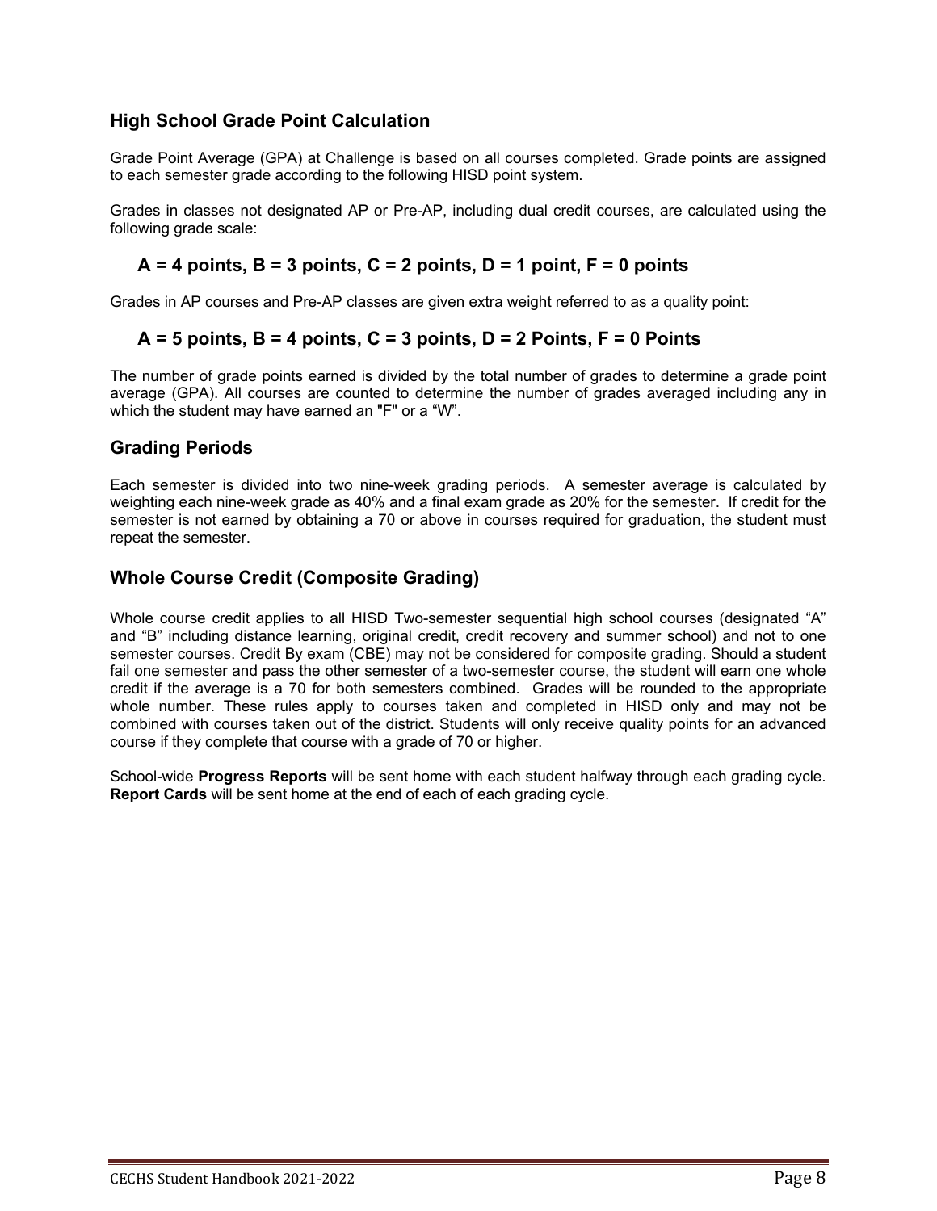## High School Grade Point Calculation

Grade Point Average (GPA) at Challenge is based on all courses completed. Grade points are assigned to each semester grade according to the following HISD point system.

Grades in classes not designated AP or Pre-AP, including dual credit courses, are calculated using the following grade scale:

**A = 4 points, B = 3 points, C = 2 points, D = 1 point, F = 0 points**

Grades in AP courses and Pre-AP classes are given extra weight referred to as a quality point:

**A = 5 points, B = 4 points, C = 3 points, D = 2 Points, F = 0 Points**

The number of grade points earned is divided by the total number of grades to determine a grade point average (GPA). All courses are counted to determine the number of grades averaged including any in which the student may have earned an "F" or a "W".

## Grading Periods

Each semester is divided into two nine-week grading periods. A semester average is calculated by weighting each nine-week grade as 40% and a final exam grade as 20% for the semester. If credit for the semester is not earned by obtaining a 70 or above in courses required for graduation, the student must repeat the semester.

## Whole Course Credit (Composite Grading)

Whole course credit applies to all HISD Two-semester sequential high school courses (designated "A" and "B" including distance learning, original credit, credit recovery and summer school) and not to one semester courses. Credit By exam (CBE) may not be considered for composite grading. Should a student fail one semester and pass the other semester of a two-semester course, the student will earn one whole credit if the average is a 70 for both semesters combined. Grades will be rounded to the appropriate whole number. These rules apply to courses taken and completed in HISD only and may not be combined with courses taken out of the district. Students will only receive quality points for an advanced course if they complete that course with a grade of 70 or higher.

School-wide **Progress Reports** will be sent home with each student halfway through each grading cycle. **Report Cards** will be sent home at the end of each of each grading cycle.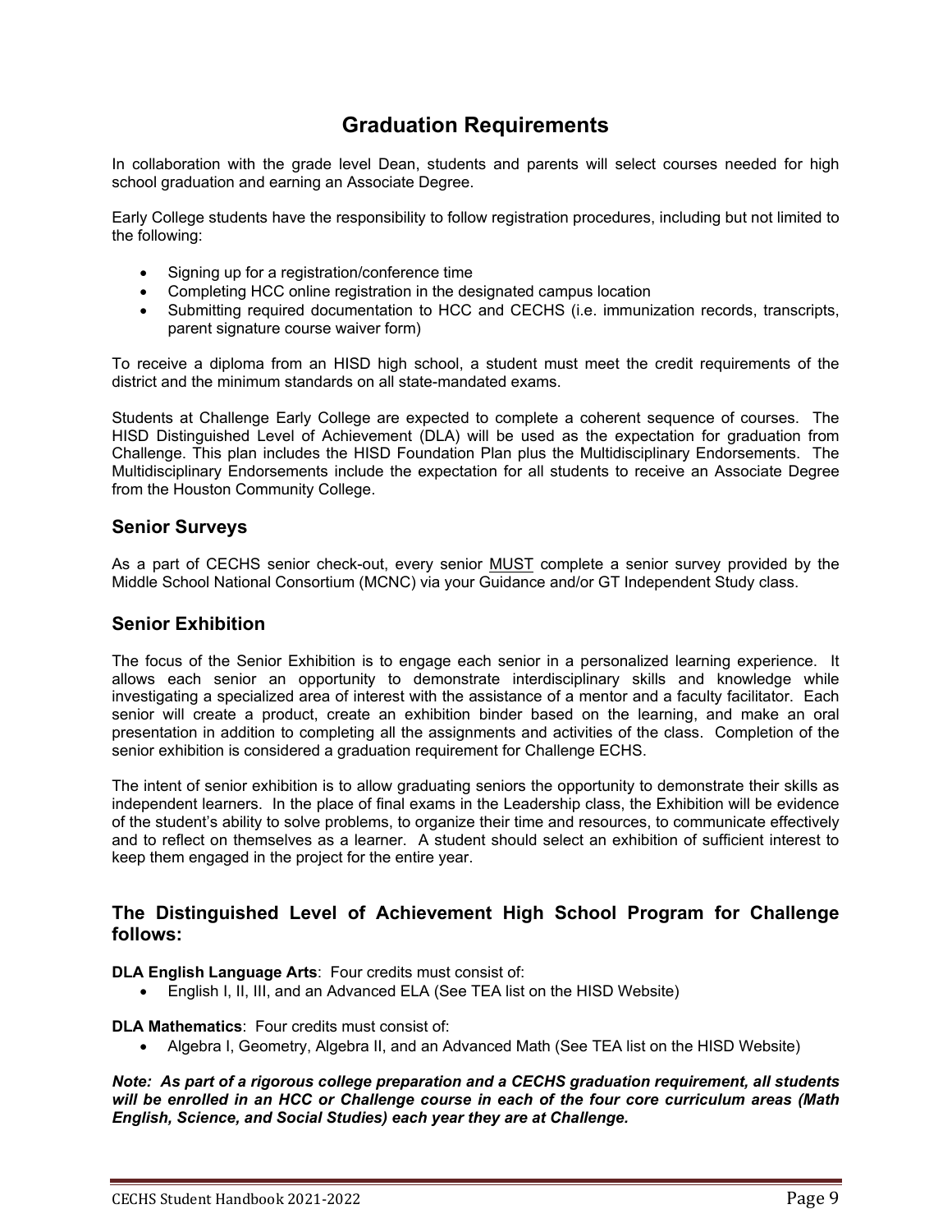# Graduation Requirements

In collaboration with the grade level Dean, students and parents will select courses needed for high school graduation and earning an Associate Degree.

Early College students have the responsibility to follow registration procedures, including but not limited to the following:

- Signing up for a registration/conference time
- Completing HCC online registration in the designated campus location
- Submitting required documentation to HCC and CECHS (i.e. immunization records, transcripts, parent signature course waiver form)

To receive a diploma from an HISD high school, a student must meet the credit requirements of the district and the minimum standards on all state-mandated exams.

Students at Challenge Early College are expected to complete a coherent sequence of courses. The HISD Distinguished Level of Achievement (DLA) will be used as the expectation for graduation from Challenge. This plan includes the HISD Foundation Plan plus the Multidisciplinary Endorsements. The Multidisciplinary Endorsements include the expectation for all students to receive an Associate Degree from the Houston Community College.

## Senior Surveys

As a part of CECHS senior check-out, every senior MUST complete a senior survey provided by the Middle School National Consortium (MCNC) via your Guidance and/or GT Independent Study class.

## Senior Exhibition

The focus of the Senior Exhibition is to engage each senior in a personalized learning experience. It allows each senior an opportunity to demonstrate interdisciplinary skills and knowledge while investigating a specialized area of interest with the assistance of a mentor and a faculty facilitator. Each senior will create a product, create an exhibition binder based on the learning, and make an oral presentation in addition to completing all the assignments and activities of the class. Completion of the senior exhibition is considered a graduation requirement for Challenge ECHS.

The intent of senior exhibition is to allow graduating seniors the opportunity to demonstrate their skills as independent learners. In the place of final exams in the Leadership class, the Exhibition will be evidence of the student's ability to solve problems, to organize their time and resources, to communicate effectively and to reflect on themselves as a learner. A student should select an exhibition of sufficient interest to keep them engaged in the project for the entire year.

## The Distinguished Level of Achievement High School Program for Challenge follows:

**DLA English Language Arts**: Four credits must consist of:

- English I, II, III, and an Advanced ELA (See TEA list on the HISD Website)

**DLA Mathematics**: Four credits must consist of:

- Algebra I, Geometry, Algebra II, and an Advanced Math (See TEA list on the HISD Website)

***Note: As part of a rigorous college preparation and a CECHS graduation requirement, all students will be enrolled in an HCC or Challenge course in each of the four core curriculum areas (Math English, Science, and Social Studies) each year they are at Challenge.***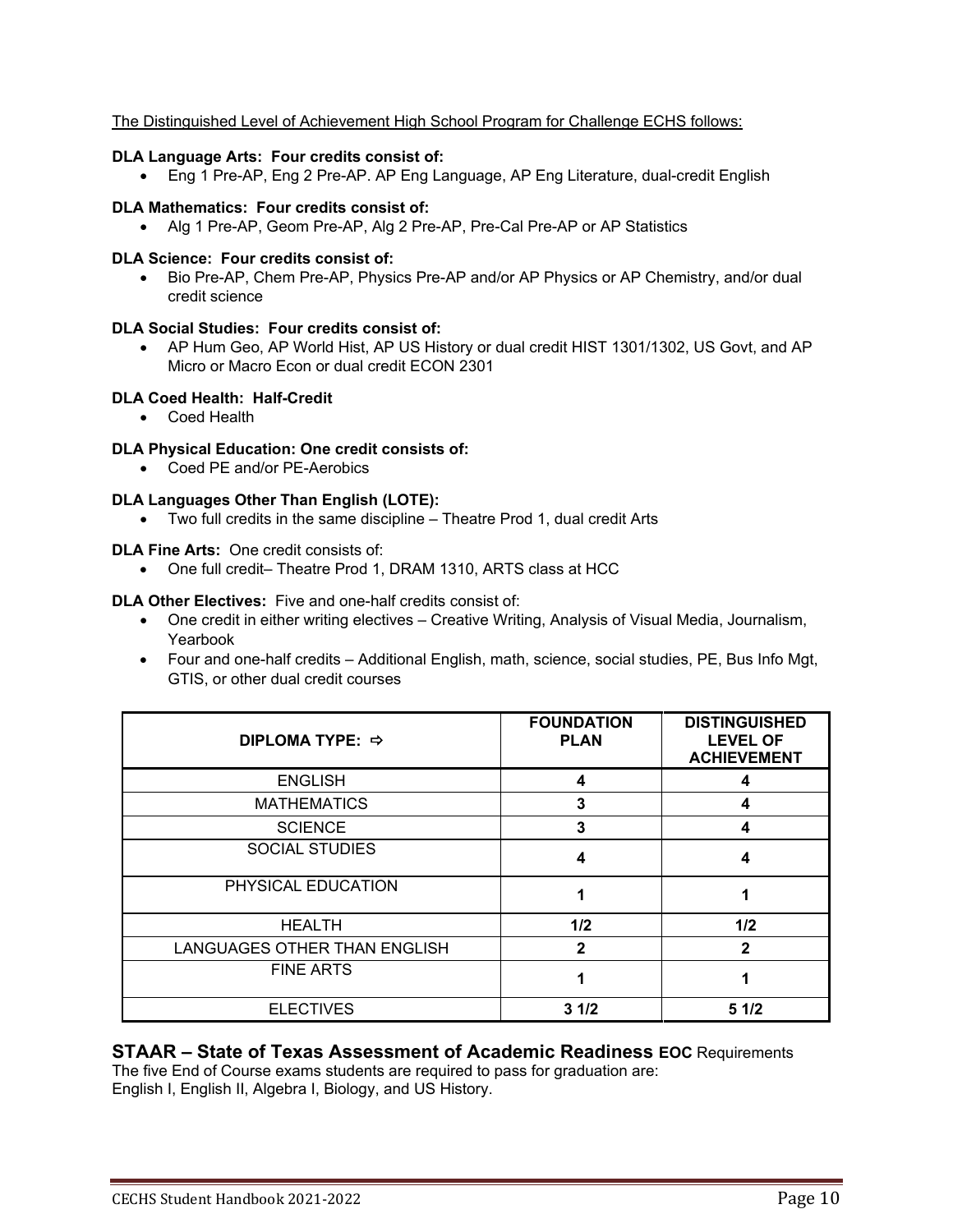The Distinguished Level of Achievement High School Program for Challenge ECHS follows:

**DLA Language Arts: Four credits consist of:**

- Eng 1 Pre-AP, Eng 2 Pre-AP. AP Eng Language, AP Eng Literature, dual-credit English

**DLA Mathematics: Four credits consist of:**

- Alg 1 Pre-AP, Geom Pre-AP, Alg 2 Pre-AP, Pre-Cal Pre-AP or AP Statistics

**DLA Science: Four credits consist of:**

- Bio Pre-AP, Chem Pre-AP, Physics Pre-AP and/or AP Physics or AP Chemistry, and/or dual credit science

**DLA Social Studies: Four credits consist of:**

- AP Hum Geo, AP World Hist, AP US History or dual credit HIST 1301/1302, US Govt, and AP Micro or Macro Econ or dual credit ECON 2301

**DLA Coed Health: Half-Credit**

- Coed Health

**DLA Physical Education: One credit consists of:**

- Coed PE and/or PE-Aerobics

**DLA Languages Other Than English (LOTE):**

- Two full credits in the same discipline – Theatre Prod 1, dual credit Arts

**DLA Fine Arts:** One credit consists of:

- One full credit– Theatre Prod 1, DRAM 1310, ARTS class at HCC

**DLA Other Electives:** Five and one-half credits consist of:

- One credit in either writing electives – Creative Writing, Analysis of Visual Media, Journalism, Yearbook
- Four and one-half credits – Additional English, math, science, social studies, PE, Bus Info Mgt, GTIS, or other dual credit courses

| DIPLOMA TYPE: ⇨ | FOUNDATION PLAN | DISTINGUISHED LEVEL OF ACHIEVEMENT |
|---|---|---|
| ENGLISH | 4 | 4 |
| MATHEMATICS | 3 | 4 |
| SCIENCE | 3 | 4 |
| SOCIAL STUDIES | 4 | 4 |
| PHYSICAL EDUCATION | 1 | 1 |
| HEALTH | 1/2 | 1/2 |
| LANGUAGES OTHER THAN ENGLISH | 2 | 2 |
| FINE ARTS | 1 | 1 |
| ELECTIVES | 3 1/2 | 5 1/2 |

## STAAR – State of Texas Assessment of Academic Readiness **EOC** Requirements

The five End of Course exams students are required to pass for graduation are:
English I, English II, Algebra I, Biology, and US History.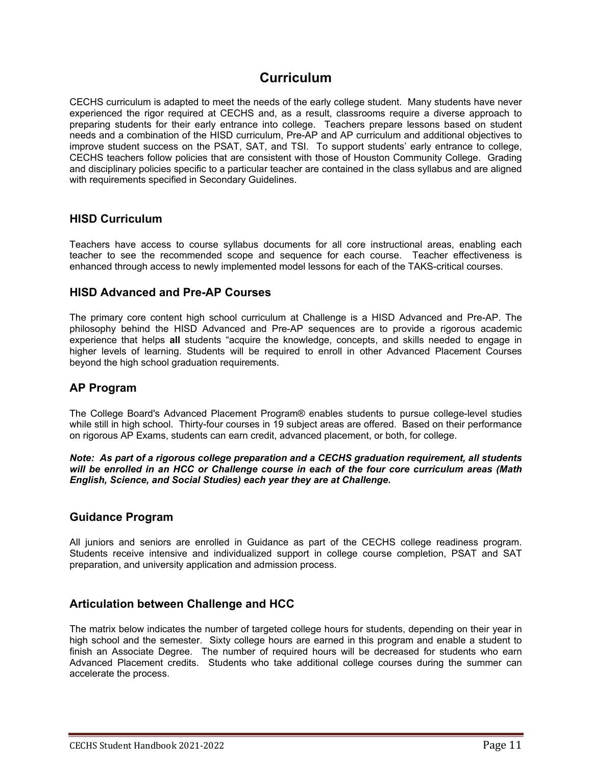# Curriculum

CECHS curriculum is adapted to meet the needs of the early college student. Many students have never experienced the rigor required at CECHS and, as a result, classrooms require a diverse approach to preparing students for their early entrance into college. Teachers prepare lessons based on student needs and a combination of the HISD curriculum, Pre-AP and AP curriculum and additional objectives to improve student success on the PSAT, SAT, and TSI. To support students' early entrance to college, CECHS teachers follow policies that are consistent with those of Houston Community College. Grading and disciplinary policies specific to a particular teacher are contained in the class syllabus and are aligned with requirements specified in Secondary Guidelines.

## HISD Curriculum

Teachers have access to course syllabus documents for all core instructional areas, enabling each teacher to see the recommended scope and sequence for each course. Teacher effectiveness is enhanced through access to newly implemented model lessons for each of the TAKS-critical courses.

## HISD Advanced and Pre-AP Courses

The primary core content high school curriculum at Challenge is a HISD Advanced and Pre-AP. The philosophy behind the HISD Advanced and Pre-AP sequences are to provide a rigorous academic experience that helps **all** students "acquire the knowledge, concepts, and skills needed to engage in higher levels of learning. Students will be required to enroll in other Advanced Placement Courses beyond the high school graduation requirements.

## AP Program

The College Board's Advanced Placement Program® enables students to pursue college-level studies while still in high school. Thirty-four courses in 19 subject areas are offered. Based on their performance on rigorous AP Exams, students can earn credit, advanced placement, or both, for college.

***Note: As part of a rigorous college preparation and a CECHS graduation requirement, all students will be enrolled in an HCC or Challenge course in each of the four core curriculum areas (Math English, Science, and Social Studies) each year they are at Challenge.***

## Guidance Program

All juniors and seniors are enrolled in Guidance as part of the CECHS college readiness program. Students receive intensive and individualized support in college course completion, PSAT and SAT preparation, and university application and admission process.

## Articulation between Challenge and HCC

The matrix below indicates the number of targeted college hours for students, depending on their year in high school and the semester. Sixty college hours are earned in this program and enable a student to finish an Associate Degree. The number of required hours will be decreased for students who earn Advanced Placement credits. Students who take additional college courses during the summer can accelerate the process.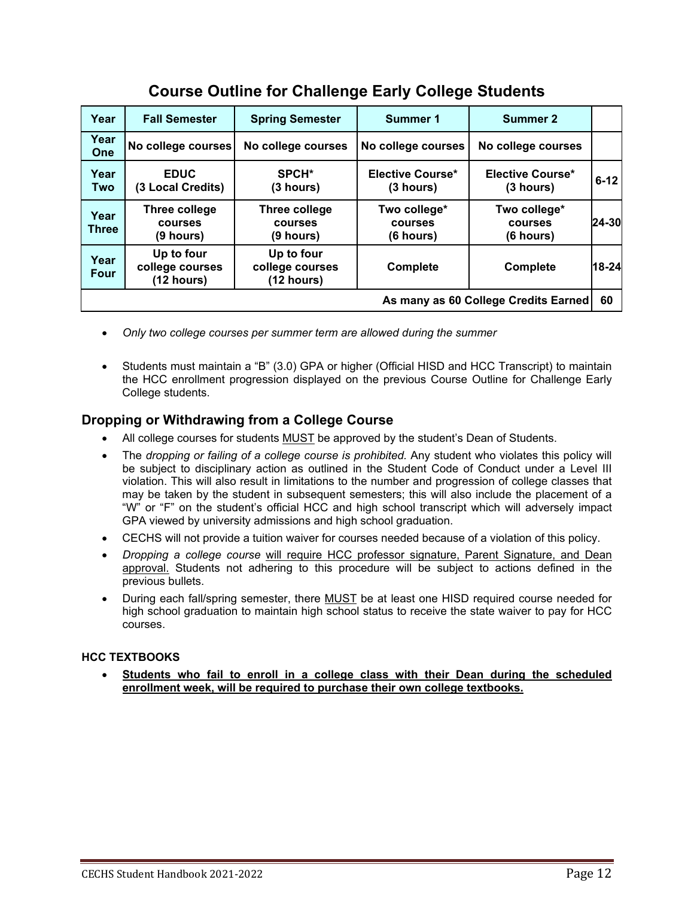## Course Outline for Challenge Early College Students

| Year | Fall Semester | Spring Semester | Summer 1 | Summer 2 | |
|---|---|---|---|---|---|
| Year One | No college courses | No college courses | No college courses | No college courses | |
| Year Two | EDUC (3 Local Credits) | SPCH* (3 hours) | Elective Course* (3 hours) | Elective Course* (3 hours) | 6-12 |
| Year Three | Three college courses (9 hours) | Three college courses (9 hours) | Two college* courses (6 hours) | Two college* courses (6 hours) | 24-30 |
| Year Four | Up to four college courses (12 hours) | Up to four college courses (12 hours) | Complete | Complete | 18-24 |
| | | | | As many as 60 College Credits Earned | 60 |

- *Only two college courses per summer term are allowed during the summer*

- Students must maintain a "B" (3.0) GPA or higher (Official HISD and HCC Transcript) to maintain the HCC enrollment progression displayed on the previous Course Outline for Challenge Early College students.

### Dropping or Withdrawing from a College Course

- All college courses for students MUST be approved by the student's Dean of Students.
- The *dropping or failing of a college course is prohibited.* Any student who violates this policy will be subject to disciplinary action as outlined in the Student Code of Conduct under a Level III violation. This will also result in limitations to the number and progression of college classes that may be taken by the student in subsequent semesters; this will also include the placement of a "W" or "F" on the student's official HCC and high school transcript which will adversely impact GPA viewed by university admissions and high school graduation.
- CECHS will not provide a tuition waiver for courses needed because of a violation of this policy.
- *Dropping a college course* will require HCC professor signature, Parent Signature, and Dean approval. Students not adhering to this procedure will be subject to actions defined in the previous bullets.
- During each fall/spring semester, there MUST be at least one HISD required course needed for high school graduation to maintain high school status to receive the state waiver to pay for HCC courses.

**HCC TEXTBOOKS**

- **Students who fail to enroll in a college class with their Dean during the scheduled enrollment week, will be required to purchase their own college textbooks.**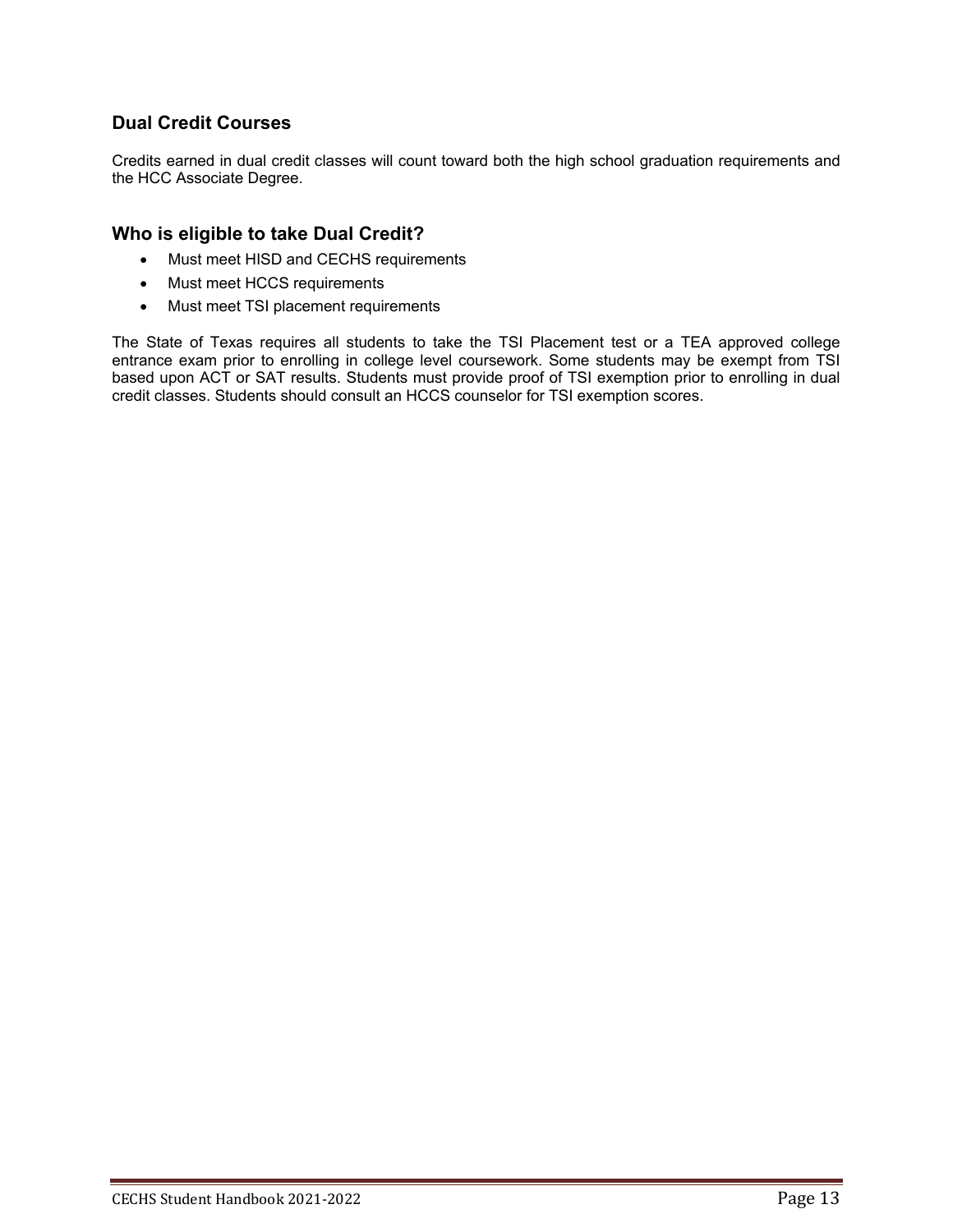## Dual Credit Courses

Credits earned in dual credit classes will count toward both the high school graduation requirements and the HCC Associate Degree.

## Who is eligible to take Dual Credit?

- Must meet HISD and CECHS requirements
- Must meet HCCS requirements
- Must meet TSI placement requirements

The State of Texas requires all students to take the TSI Placement test or a TEA approved college entrance exam prior to enrolling in college level coursework. Some students may be exempt from TSI based upon ACT or SAT results. Students must provide proof of TSI exemption prior to enrolling in dual credit classes. Students should consult an HCCS counselor for TSI exemption scores.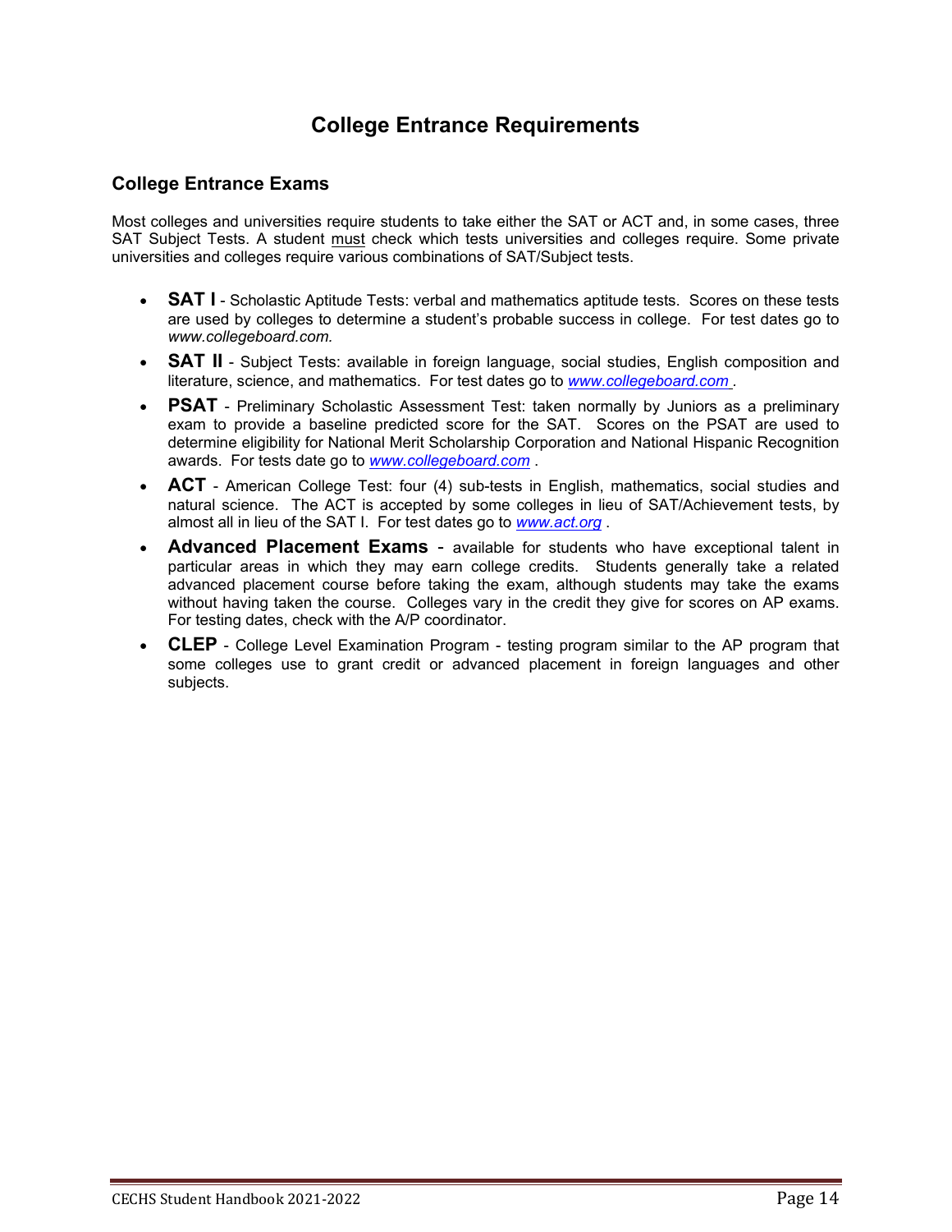# College Entrance Requirements

## College Entrance Exams

Most colleges and universities require students to take either the SAT or ACT and, in some cases, three SAT Subject Tests. A student must check which tests universities and colleges require. Some private universities and colleges require various combinations of SAT/Subject tests.

- **SAT I** - Scholastic Aptitude Tests: verbal and mathematics aptitude tests. Scores on these tests are used by colleges to determine a student's probable success in college. For test dates go to *www.collegeboard.com.*
- **SAT II** - Subject Tests: available in foreign language, social studies, English composition and literature, science, and mathematics. For test dates go to *www.collegeboard.com* .
- **PSAT** - Preliminary Scholastic Assessment Test: taken normally by Juniors as a preliminary exam to provide a baseline predicted score for the SAT. Scores on the PSAT are used to determine eligibility for National Merit Scholarship Corporation and National Hispanic Recognition awards. For tests date go to *www.collegeboard.com* .
- **ACT** - American College Test: four (4) sub-tests in English, mathematics, social studies and natural science. The ACT is accepted by some colleges in lieu of SAT/Achievement tests, by almost all in lieu of the SAT I. For test dates go to *www.act.org* .
- **Advanced Placement Exams** - available for students who have exceptional talent in particular areas in which they may earn college credits. Students generally take a related advanced placement course before taking the exam, although students may take the exams without having taken the course. Colleges vary in the credit they give for scores on AP exams. For testing dates, check with the A/P coordinator.
- **CLEP** - College Level Examination Program - testing program similar to the AP program that some colleges use to grant credit or advanced placement in foreign languages and other subjects.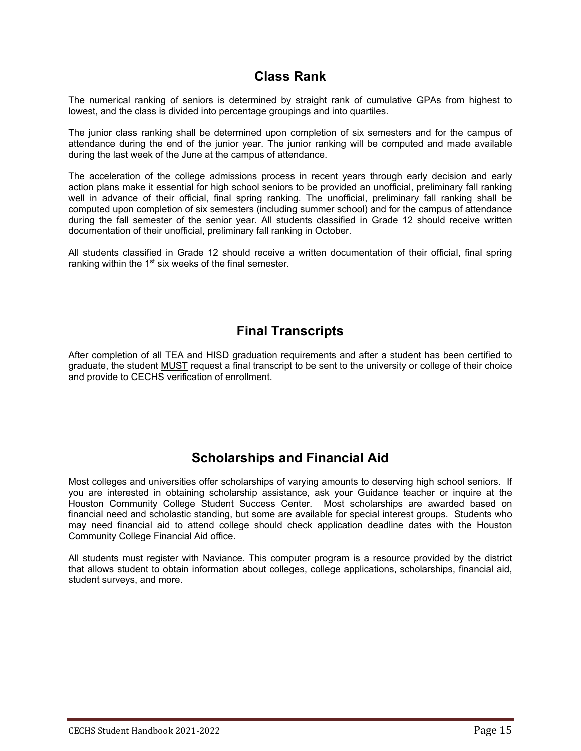## Class Rank

The numerical ranking of seniors is determined by straight rank of cumulative GPAs from highest to lowest, and the class is divided into percentage groupings and into quartiles.

The junior class ranking shall be determined upon completion of six semesters and for the campus of attendance during the end of the junior year. The junior ranking will be computed and made available during the last week of the June at the campus of attendance.

The acceleration of the college admissions process in recent years through early decision and early action plans make it essential for high school seniors to be provided an unofficial, preliminary fall ranking well in advance of their official, final spring ranking. The unofficial, preliminary fall ranking shall be computed upon completion of six semesters (including summer school) and for the campus of attendance during the fall semester of the senior year. All students classified in Grade 12 should receive written documentation of their unofficial, preliminary fall ranking in October.

All students classified in Grade 12 should receive a written documentation of their official, final spring ranking within the 1st six weeks of the final semester.

## Final Transcripts

After completion of all TEA and HISD graduation requirements and after a student has been certified to graduate, the student <u>MUST</u> request a final transcript to be sent to the university or college of their choice and provide to CECHS verification of enrollment.

## Scholarships and Financial Aid

Most colleges and universities offer scholarships of varying amounts to deserving high school seniors. If you are interested in obtaining scholarship assistance, ask your Guidance teacher or inquire at the Houston Community College Student Success Center. Most scholarships are awarded based on financial need and scholastic standing, but some are available for special interest groups. Students who may need financial aid to attend college should check application deadline dates with the Houston Community College Financial Aid office.

All students must register with Naviance. This computer program is a resource provided by the district that allows student to obtain information about colleges, college applications, scholarships, financial aid, student surveys, and more.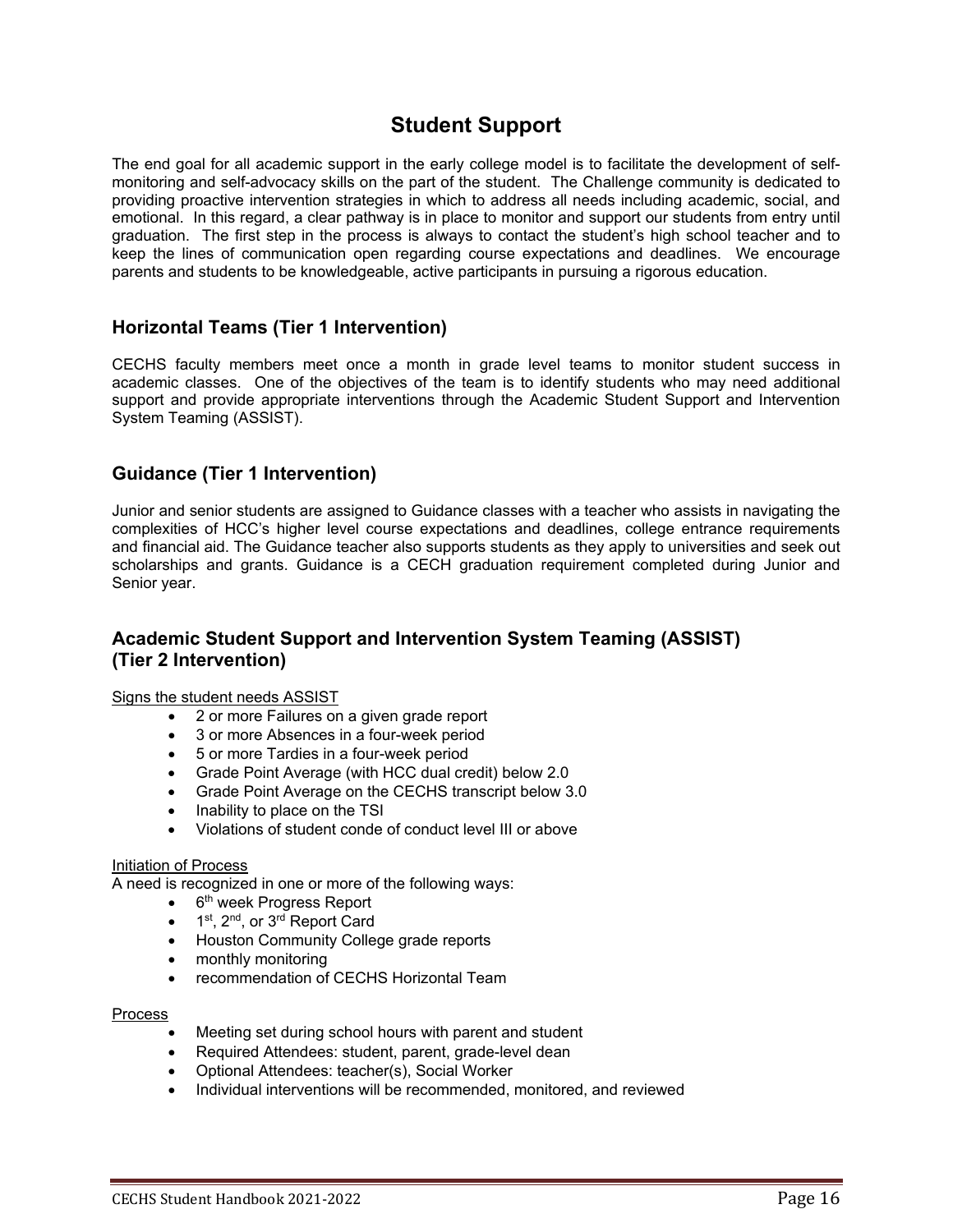# Student Support

The end goal for all academic support in the early college model is to facilitate the development of self-monitoring and self-advocacy skills on the part of the student. The Challenge community is dedicated to providing proactive intervention strategies in which to address all needs including academic, social, and emotional. In this regard, a clear pathway is in place to monitor and support our students from entry until graduation. The first step in the process is always to contact the student's high school teacher and to keep the lines of communication open regarding course expectations and deadlines. We encourage parents and students to be knowledgeable, active participants in pursuing a rigorous education.

## Horizontal Teams (Tier 1 Intervention)

CECHS faculty members meet once a month in grade level teams to monitor student success in academic classes. One of the objectives of the team is to identify students who may need additional support and provide appropriate interventions through the Academic Student Support and Intervention System Teaming (ASSIST).

## Guidance (Tier 1 Intervention)

Junior and senior students are assigned to Guidance classes with a teacher who assists in navigating the complexities of HCC's higher level course expectations and deadlines, college entrance requirements and financial aid. The Guidance teacher also supports students as they apply to universities and seek out scholarships and grants. Guidance is a CECH graduation requirement completed during Junior and Senior year.

## Academic Student Support and Intervention System Teaming (ASSIST) (Tier 2 Intervention)

Signs the student needs ASSIST

- 2 or more Failures on a given grade report
- 3 or more Absences in a four-week period
- 5 or more Tardies in a four-week period
- Grade Point Average (with HCC dual credit) below 2.0
- Grade Point Average on the CECHS transcript below 3.0
- Inability to place on the TSI
- Violations of student conde of conduct level III or above

Initiation of Process

A need is recognized in one or more of the following ways:

- 6th week Progress Report
- 1st, 2nd, or 3rd Report Card
- Houston Community College grade reports
- monthly monitoring
- recommendation of CECHS Horizontal Team

Process

- Meeting set during school hours with parent and student
- Required Attendees: student, parent, grade-level dean
- Optional Attendees: teacher(s), Social Worker
- Individual interventions will be recommended, monitored, and reviewed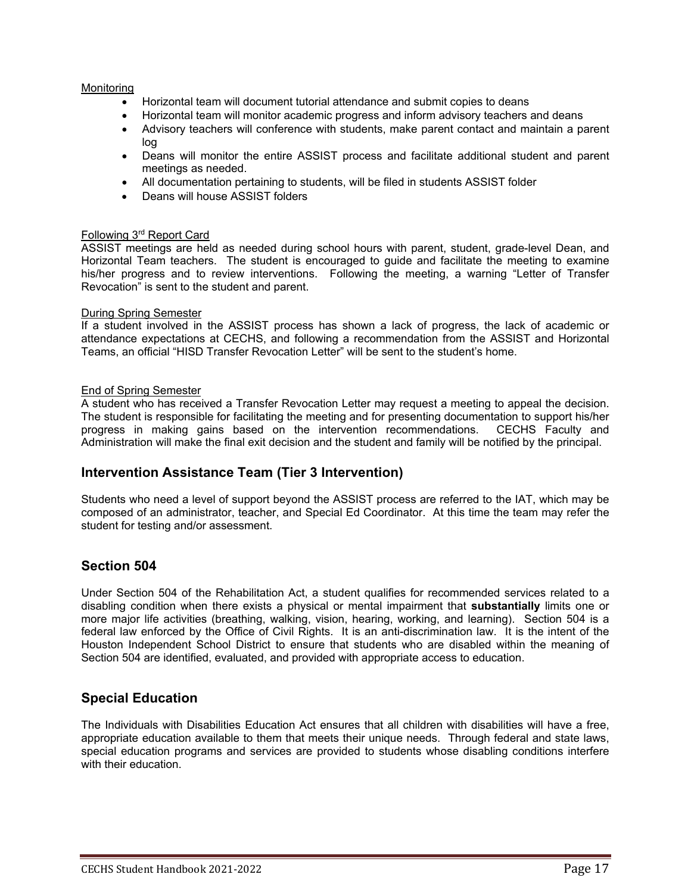Monitoring

- Horizontal team will document tutorial attendance and submit copies to deans
- Horizontal team will monitor academic progress and inform advisory teachers and deans
- Advisory teachers will conference with students, make parent contact and maintain a parent log
- Deans will monitor the entire ASSIST process and facilitate additional student and parent meetings as needed.
- All documentation pertaining to students, will be filed in students ASSIST folder
- Deans will house ASSIST folders

Following 3rd Report Card

ASSIST meetings are held as needed during school hours with parent, student, grade-level Dean, and Horizontal Team teachers. The student is encouraged to guide and facilitate the meeting to examine his/her progress and to review interventions. Following the meeting, a warning "Letter of Transfer Revocation" is sent to the student and parent.

During Spring Semester

If a student involved in the ASSIST process has shown a lack of progress, the lack of academic or attendance expectations at CECHS, and following a recommendation from the ASSIST and Horizontal Teams, an official "HISD Transfer Revocation Letter" will be sent to the student's home.

End of Spring Semester

A student who has received a Transfer Revocation Letter may request a meeting to appeal the decision. The student is responsible for facilitating the meeting and for presenting documentation to support his/her progress in making gains based on the intervention recommendations. CECHS Faculty and Administration will make the final exit decision and the student and family will be notified by the principal.

## Intervention Assistance Team (Tier 3 Intervention)

Students who need a level of support beyond the ASSIST process are referred to the IAT, which may be composed of an administrator, teacher, and Special Ed Coordinator. At this time the team may refer the student for testing and/or assessment.

## Section 504

Under Section 504 of the Rehabilitation Act, a student qualifies for recommended services related to a disabling condition when there exists a physical or mental impairment that **substantially** limits one or more major life activities (breathing, walking, vision, hearing, working, and learning). Section 504 is a federal law enforced by the Office of Civil Rights. It is an anti-discrimination law. It is the intent of the Houston Independent School District to ensure that students who are disabled within the meaning of Section 504 are identified, evaluated, and provided with appropriate access to education.

## Special Education

The Individuals with Disabilities Education Act ensures that all children with disabilities will have a free, appropriate education available to them that meets their unique needs. Through federal and state laws, special education programs and services are provided to students whose disabling conditions interfere with their education.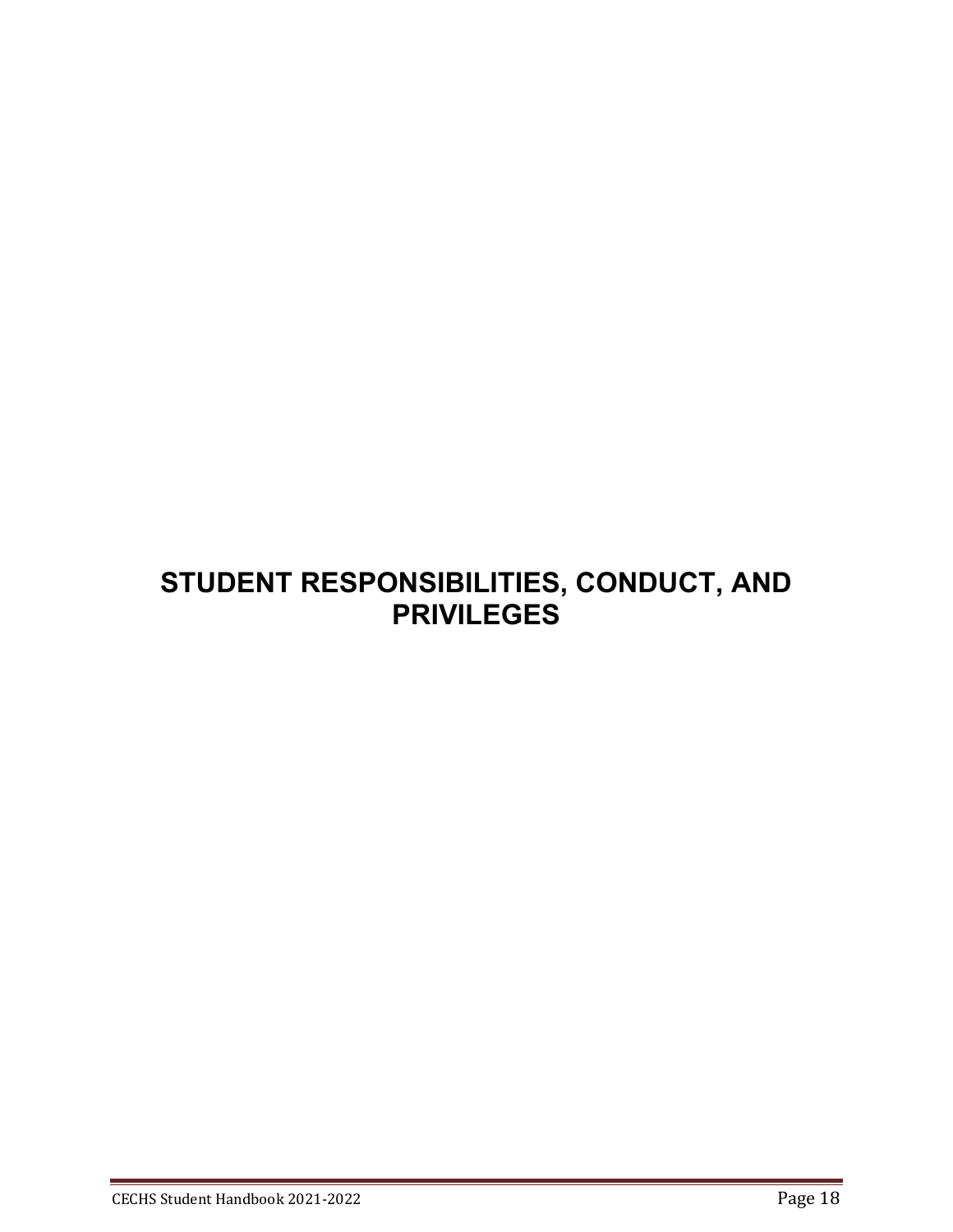# STUDENT RESPONSIBILITIES, CONDUCT, AND PRIVILEGES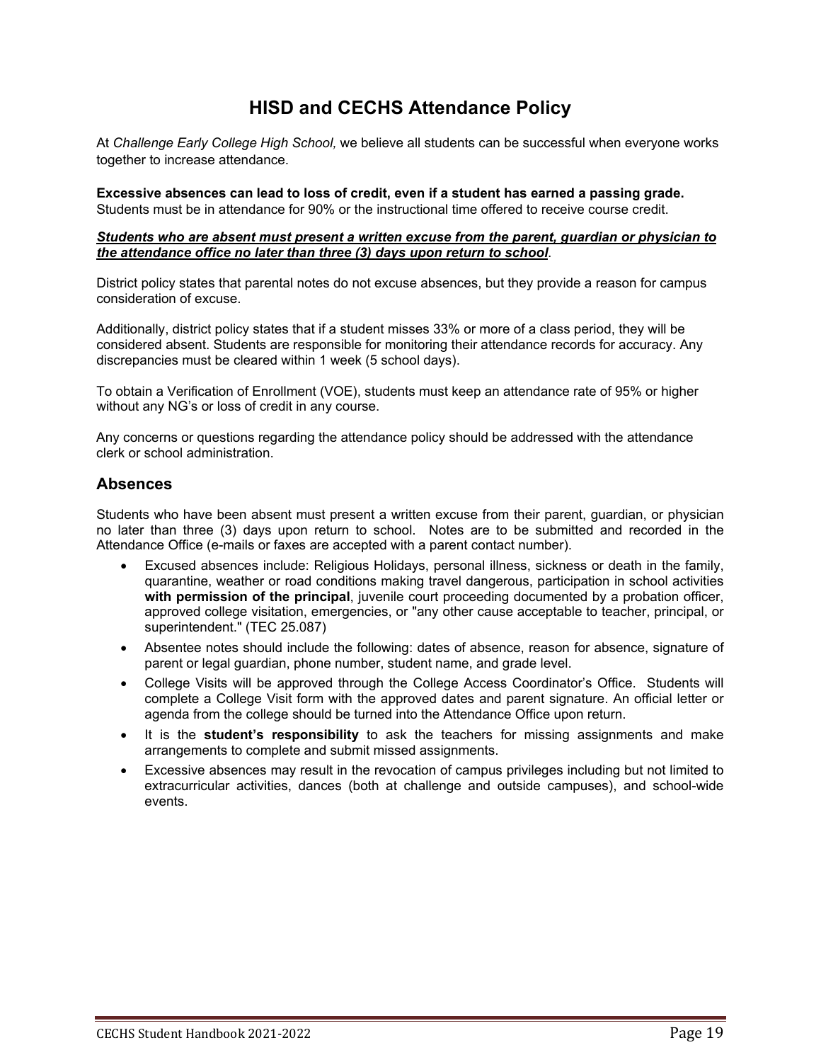# HISD and CECHS Attendance Policy

At *Challenge Early College High School,* we believe all students can be successful when everyone works together to increase attendance.

**Excessive absences can lead to loss of credit, even if a student has earned a passing grade.**
Students must be in attendance for 90% or the instructional time offered to receive course credit.

***<u>Students who are absent must present a written excuse from the parent, guardian or physician to the attendance office no later than three (3) days upon return to school</u>.***

District policy states that parental notes do not excuse absences, but they provide a reason for campus consideration of excuse.

Additionally, district policy states that if a student misses 33% or more of a class period, they will be considered absent. Students are responsible for monitoring their attendance records for accuracy. Any discrepancies must be cleared within 1 week (5 school days).

To obtain a Verification of Enrollment (VOE), students must keep an attendance rate of 95% or higher without any NG's or loss of credit in any course.

Any concerns or questions regarding the attendance policy should be addressed with the attendance clerk or school administration.

## Absences

Students who have been absent must present a written excuse from their parent, guardian, or physician no later than three (3) days upon return to school. Notes are to be submitted and recorded in the Attendance Office (e-mails or faxes are accepted with a parent contact number).

- Excused absences include: Religious Holidays, personal illness, sickness or death in the family, quarantine, weather or road conditions making travel dangerous, participation in school activities **with permission of the principal**, juvenile court proceeding documented by a probation officer, approved college visitation, emergencies, or "any other cause acceptable to teacher, principal, or superintendent." (TEC 25.087)
- Absentee notes should include the following: dates of absence, reason for absence, signature of parent or legal guardian, phone number, student name, and grade level.
- College Visits will be approved through the College Access Coordinator's Office. Students will complete a College Visit form with the approved dates and parent signature. An official letter or agenda from the college should be turned into the Attendance Office upon return.
- It is the **student's responsibility** to ask the teachers for missing assignments and make arrangements to complete and submit missed assignments.
- Excessive absences may result in the revocation of campus privileges including but not limited to extracurricular activities, dances (both at challenge and outside campuses), and school-wide events.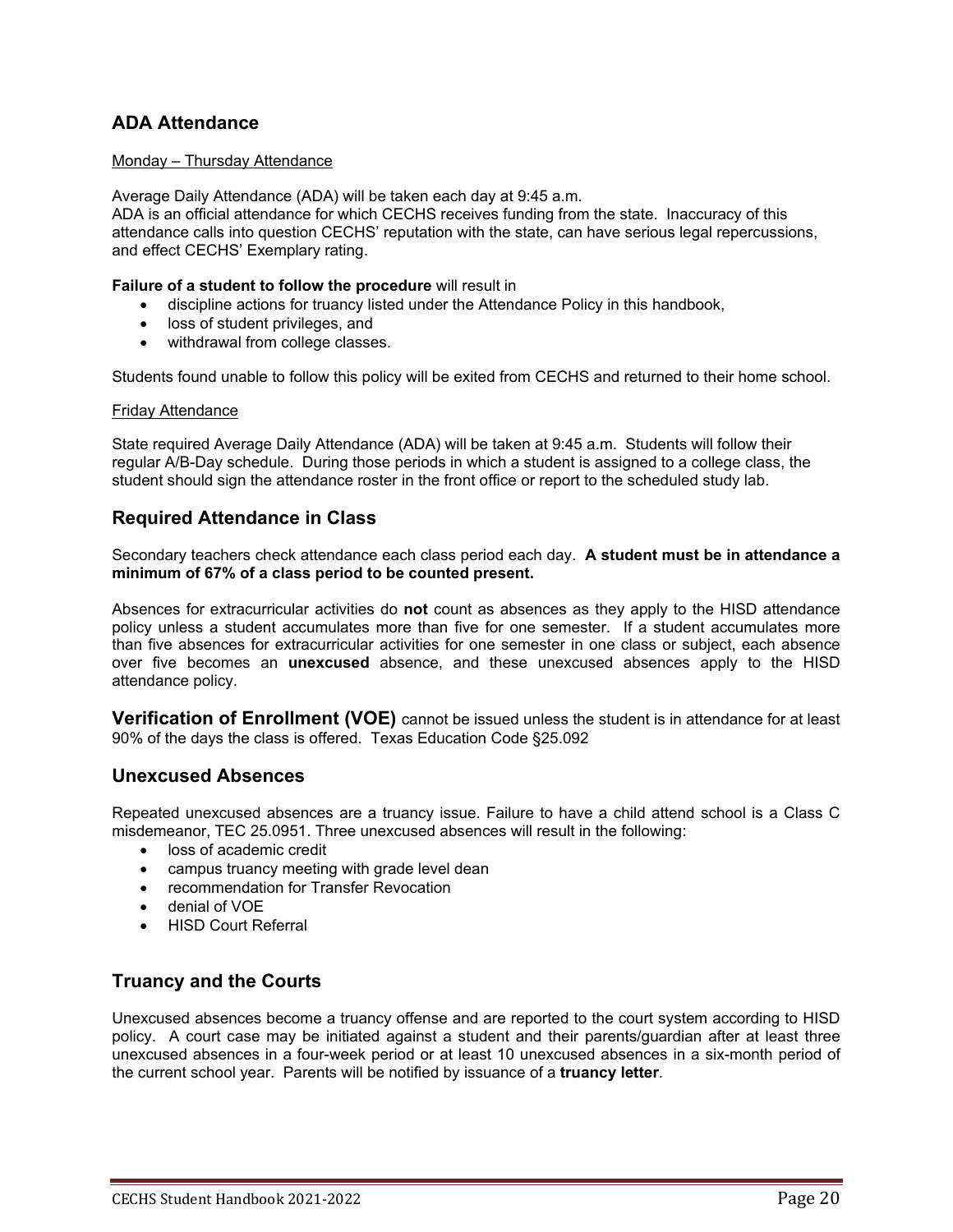## ADA Attendance

Monday – Thursday Attendance

Average Daily Attendance (ADA) will be taken each day at 9:45 a.m.
ADA is an official attendance for which CECHS receives funding from the state. Inaccuracy of this attendance calls into question CECHS' reputation with the state, can have serious legal repercussions, and effect CECHS' Exemplary rating.

**Failure of a student to follow the procedure** will result in

- discipline actions for truancy listed under the Attendance Policy in this handbook,
- loss of student privileges, and
- withdrawal from college classes.

Students found unable to follow this policy will be exited from CECHS and returned to their home school.

Friday Attendance

State required Average Daily Attendance (ADA) will be taken at 9:45 a.m. Students will follow their regular A/B-Day schedule. During those periods in which a student is assigned to a college class, the student should sign the attendance roster in the front office or report to the scheduled study lab.

## Required Attendance in Class

Secondary teachers check attendance each class period each day. **A student must be in attendance a minimum of 67% of a class period to be counted present.**

Absences for extracurricular activities do **not** count as absences as they apply to the HISD attendance policy unless a student accumulates more than five for one semester. If a student accumulates more than five absences for extracurricular activities for one semester in one class or subject, each absence over five becomes an **unexcused** absence, and these unexcused absences apply to the HISD attendance policy.

**Verification of Enrollment (VOE)** cannot be issued unless the student is in attendance for at least 90% of the days the class is offered. Texas Education Code §25.092

## Unexcused Absences

Repeated unexcused absences are a truancy issue. Failure to have a child attend school is a Class C misdemeanor, TEC 25.0951. Three unexcused absences will result in the following:

- loss of academic credit
- campus truancy meeting with grade level dean
- recommendation for Transfer Revocation
- denial of VOE
- HISD Court Referral

## Truancy and the Courts

Unexcused absences become a truancy offense and are reported to the court system according to HISD policy. A court case may be initiated against a student and their parents/guardian after at least three unexcused absences in a four-week period or at least 10 unexcused absences in a six-month period of the current school year. Parents will be notified by issuance of a **truancy letter**.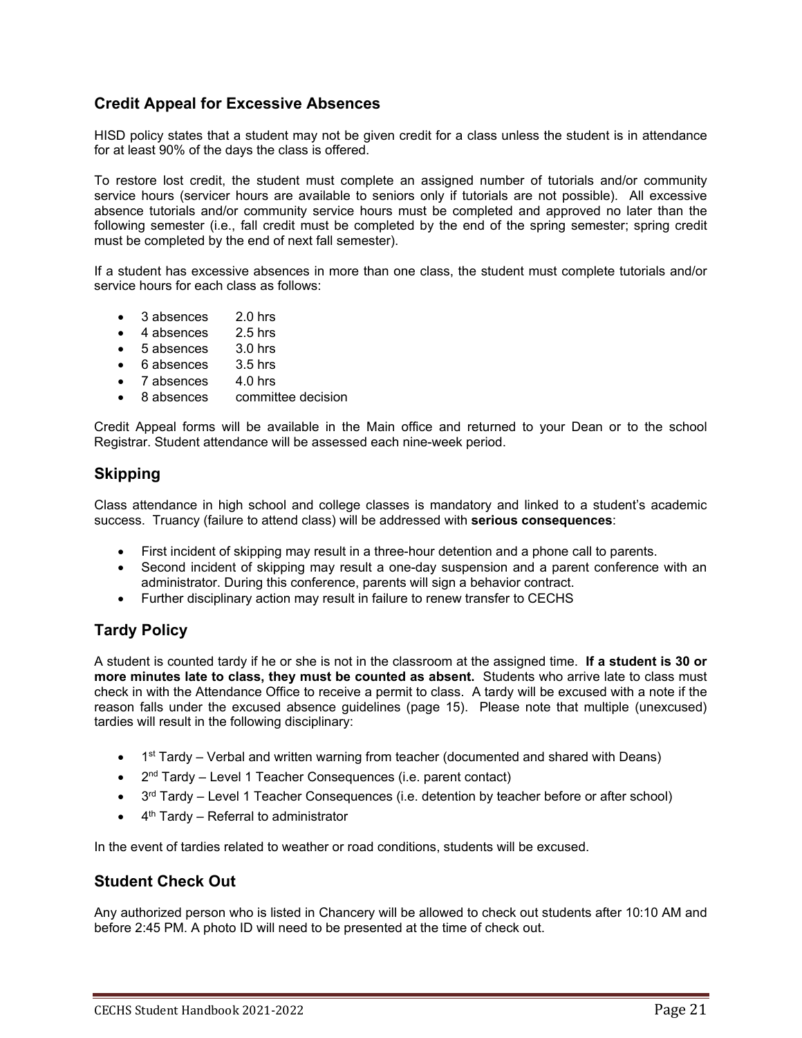## Credit Appeal for Excessive Absences

HISD policy states that a student may not be given credit for a class unless the student is in attendance for at least 90% of the days the class is offered.

To restore lost credit, the student must complete an assigned number of tutorials and/or community service hours (servicer hours are available to seniors only if tutorials are not possible). All excessive absence tutorials and/or community service hours must be completed and approved no later than the following semester (i.e., fall credit must be completed by the end of the spring semester; spring credit must be completed by the end of next fall semester).

If a student has excessive absences in more than one class, the student must complete tutorials and/or service hours for each class as follows:

- 3 absences 2.0 hrs
- 4 absences 2.5 hrs
- 5 absences 3.0 hrs
- 6 absences 3.5 hrs
- 7 absences 4.0 hrs
- 8 absences committee decision

Credit Appeal forms will be available in the Main office and returned to your Dean or to the school Registrar. Student attendance will be assessed each nine-week period.

## Skipping

Class attendance in high school and college classes is mandatory and linked to a student's academic success. Truancy (failure to attend class) will be addressed with **serious consequences**:

- First incident of skipping may result in a three-hour detention and a phone call to parents.
- Second incident of skipping may result a one-day suspension and a parent conference with an administrator. During this conference, parents will sign a behavior contract.
- Further disciplinary action may result in failure to renew transfer to CECHS

## Tardy Policy

A student is counted tardy if he or she is not in the classroom at the assigned time. **If a student is 30 or more minutes late to class, they must be counted as absent.** Students who arrive late to class must check in with the Attendance Office to receive a permit to class. A tardy will be excused with a note if the reason falls under the excused absence guidelines (page 15). Please note that multiple (unexcused) tardies will result in the following disciplinary:

- 1st Tardy – Verbal and written warning from teacher (documented and shared with Deans)
- 2nd Tardy – Level 1 Teacher Consequences (i.e. parent contact)
- 3rd Tardy – Level 1 Teacher Consequences (i.e. detention by teacher before or after school)
- 4th Tardy – Referral to administrator

In the event of tardies related to weather or road conditions, students will be excused.

## Student Check Out

Any authorized person who is listed in Chancery will be allowed to check out students after 10:10 AM and before 2:45 PM. A photo ID will need to be presented at the time of check out.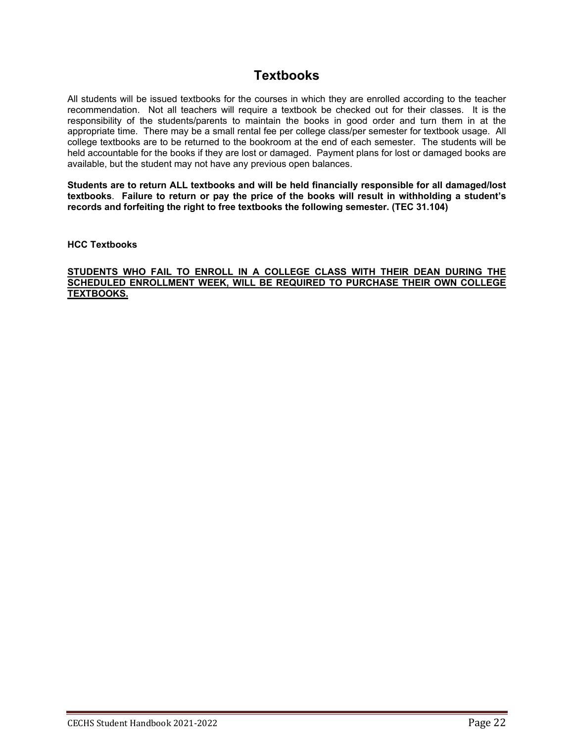# Textbooks

All students will be issued textbooks for the courses in which they are enrolled according to the teacher recommendation. Not all teachers will require a textbook be checked out for their classes. It is the responsibility of the students/parents to maintain the books in good order and turn them in at the appropriate time. There may be a small rental fee per college class/per semester for textbook usage. All college textbooks are to be returned to the bookroom at the end of each semester. The students will be held accountable for the books if they are lost or damaged. Payment plans for lost or damaged books are available, but the student may not have any previous open balances.

**Students are to return ALL textbooks and will be held financially responsible for all damaged/lost textbooks. Failure to return or pay the price of the books will result in withholding a student's records and forfeiting the right to free textbooks the following semester. (TEC 31.104)**

**HCC Textbooks**

<u>**STUDENTS WHO FAIL TO ENROLL IN A COLLEGE CLASS WITH THEIR DEAN DURING THE SCHEDULED ENROLLMENT WEEK, WILL BE REQUIRED TO PURCHASE THEIR OWN COLLEGE TEXTBOOKS.**</u>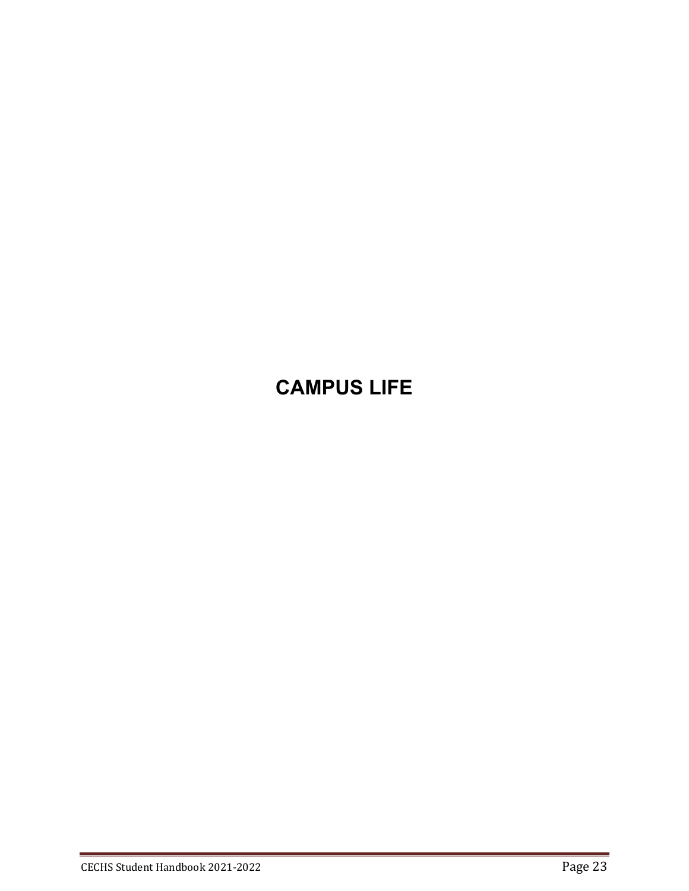# CAMPUS LIFE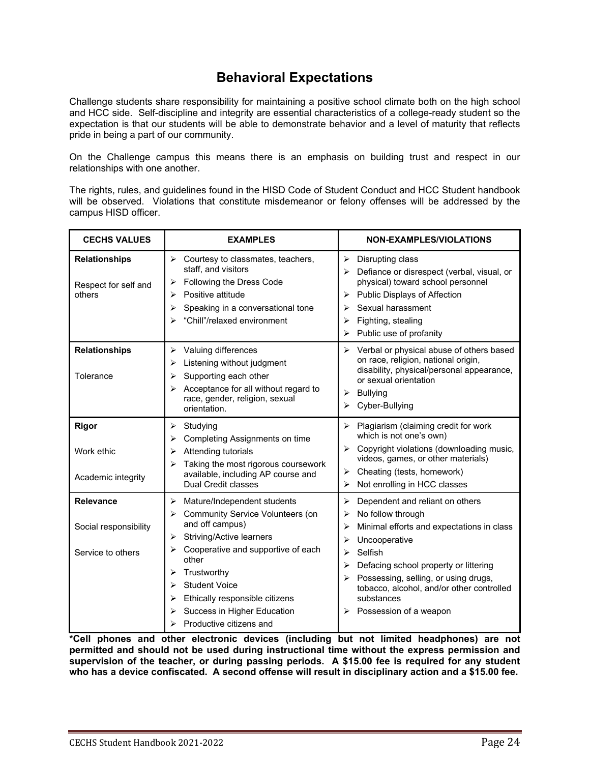# Behavioral Expectations

Challenge students share responsibility for maintaining a positive school climate both on the high school and HCC side. Self-discipline and integrity are essential characteristics of a college-ready student so the expectation is that our students will be able to demonstrate behavior and a level of maturity that reflects pride in being a part of our community.

On the Challenge campus this means there is an emphasis on building trust and respect in our relationships with one another.

The rights, rules, and guidelines found in the HISD Code of Student Conduct and HCC Student handbook will be observed. Violations that constitute misdemeanor or felony offenses will be addressed by the campus HISD officer.

| CECHS VALUES | EXAMPLES | NON-EXAMPLES/VIOLATIONS |
|---|---|---|
| **Relationships**<br><br>Respect for self and others | ➢ Courtesy to classmates, teachers, staff, and visitors<br>➢ Following the Dress Code<br>➢ Positive attitude<br>➢ Speaking in a conversational tone<br>➢ "Chill"/relaxed environment | ➢ Disrupting class<br>➢ Defiance or disrespect (verbal, visual, or physical) toward school personnel<br>➢ Public Displays of Affection<br>➢ Sexual harassment<br>➢ Fighting, stealing<br>➢ Public use of profanity |
| **Relationships**<br><br>Tolerance | ➢ Valuing differences<br>➢ Listening without judgment<br>➢ Supporting each other<br>➢ Acceptance for all without regard to race, gender, religion, sexual orientation. | ➢ Verbal or physical abuse of others based on race, religion, national origin, disability, physical/personal appearance, or sexual orientation<br>➢ Bullying<br>➢ Cyber-Bullying |
| **Rigor**<br><br>Work ethic<br><br>Academic integrity | ➢ Studying<br>➢ Completing Assignments on time<br>➢ Attending tutorials<br>➢ Taking the most rigorous coursework available, including AP course and Dual Credit classes | ➢ Plagiarism (claiming credit for work which is not one's own)<br>➢ Copyright violations (downloading music, videos, games, or other materials)<br>➢ Cheating (tests, homework)<br>➢ Not enrolling in HCC classes |
| **Relevance**<br><br>Social responsibility<br><br>Service to others | ➢ Mature/Independent students<br>➢ Community Service Volunteers (on and off campus)<br>➢ Striving/Active learners<br>➢ Cooperative and supportive of each other<br>➢ Trustworthy<br>➢ Student Voice<br>➢ Ethically responsible citizens<br>➢ Success in Higher Education<br>➢ Productive citizens and | ➢ Dependent and reliant on others<br>➢ No follow through<br>➢ Minimal efforts and expectations in class<br>➢ Uncooperative<br>➢ Selfish<br>➢ Defacing school property or littering<br>➢ Possessing, selling, or using drugs, tobacco, alcohol, and/or other controlled substances<br>➢ Possession of a weapon |

**\*Cell phones and other electronic devices (including but not limited headphones) are not permitted and should not be used during instructional time without the express permission and supervision of the teacher, or during passing periods. A $15.00 fee is required for any student who has a device confiscated. A second offense will result in disciplinary action and a $15.00 fee.**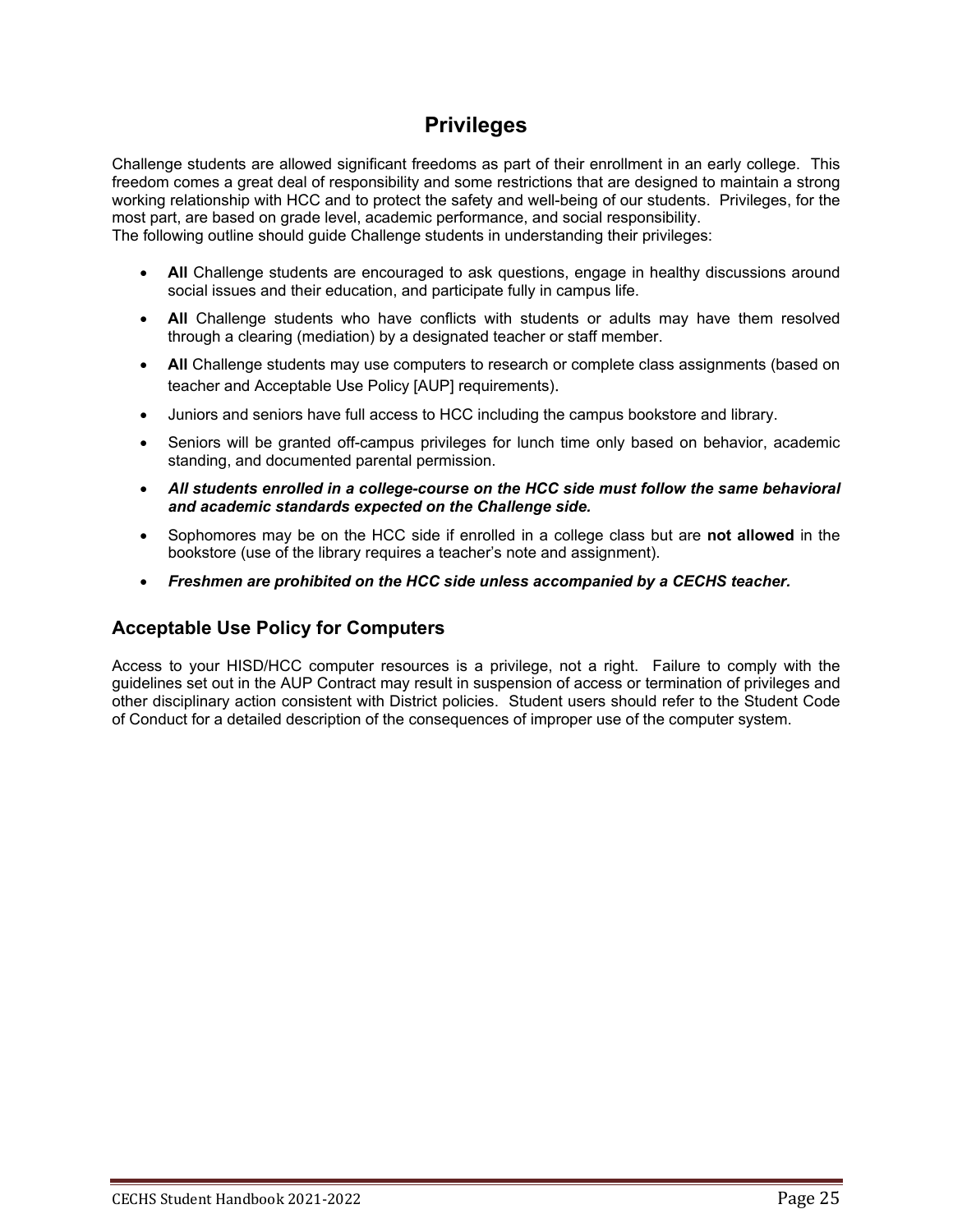# Privileges

Challenge students are allowed significant freedoms as part of their enrollment in an early college. This freedom comes a great deal of responsibility and some restrictions that are designed to maintain a strong working relationship with HCC and to protect the safety and well-being of our students. Privileges, for the most part, are based on grade level, academic performance, and social responsibility.
The following outline should guide Challenge students in understanding their privileges:

- **All** Challenge students are encouraged to ask questions, engage in healthy discussions around social issues and their education, and participate fully in campus life.
- **All** Challenge students who have conflicts with students or adults may have them resolved through a clearing (mediation) by a designated teacher or staff member.
- **All** Challenge students may use computers to research or complete class assignments (based on teacher and Acceptable Use Policy [AUP] requirements).
- Juniors and seniors have full access to HCC including the campus bookstore and library.
- Seniors will be granted off-campus privileges for lunch time only based on behavior, academic standing, and documented parental permission.
- ***All students enrolled in a college-course on the HCC side must follow the same behavioral and academic standards expected on the Challenge side.***
- Sophomores may be on the HCC side if enrolled in a college class but are **not allowed** in the bookstore (use of the library requires a teacher's note and assignment).
- ***Freshmen are prohibited on the HCC side unless accompanied by a CECHS teacher.***

## Acceptable Use Policy for Computers

Access to your HISD/HCC computer resources is a privilege, not a right. Failure to comply with the guidelines set out in the AUP Contract may result in suspension of access or termination of privileges and other disciplinary action consistent with District policies. Student users should refer to the Student Code of Conduct for a detailed description of the consequences of improper use of the computer system.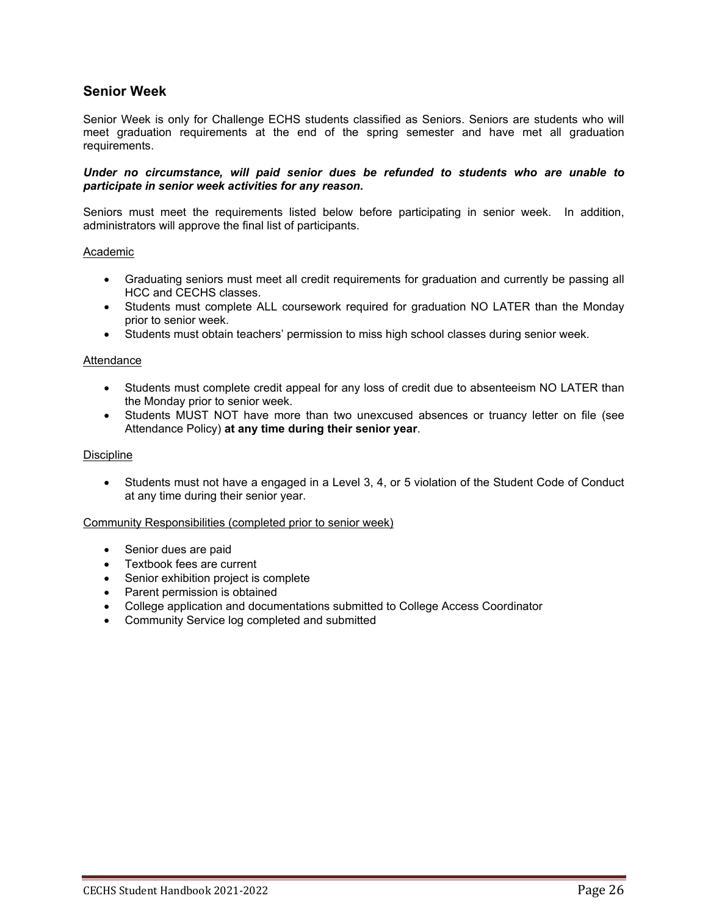## Senior Week

Senior Week is only for Challenge ECHS students classified as Seniors. Seniors are students who will meet graduation requirements at the end of the spring semester and have met all graduation requirements.

***Under no circumstance, will paid senior dues be refunded to students who are unable to participate in senior week activities for any reason.***

Seniors must meet the requirements listed below before participating in senior week. In addition, administrators will approve the final list of participants.

<u>Academic</u>

- Graduating seniors must meet all credit requirements for graduation and currently be passing all HCC and CECHS classes.
- Students must complete ALL coursework required for graduation NO LATER than the Monday prior to senior week.
- Students must obtain teachers' permission to miss high school classes during senior week.

<u>Attendance</u>

- Students must complete credit appeal for any loss of credit due to absenteeism NO LATER than the Monday prior to senior week.
- Students MUST NOT have more than two unexcused absences or truancy letter on file (see Attendance Policy) **at any time during their senior year**.

<u>Discipline</u>

- Students must not have a engaged in a Level 3, 4, or 5 violation of the Student Code of Conduct at any time during their senior year.

<u>Community Responsibilities (completed prior to senior week)</u>

- Senior dues are paid
- Textbook fees are current
- Senior exhibition project is complete
- Parent permission is obtained
- College application and documentations submitted to College Access Coordinator
- Community Service log completed and submitted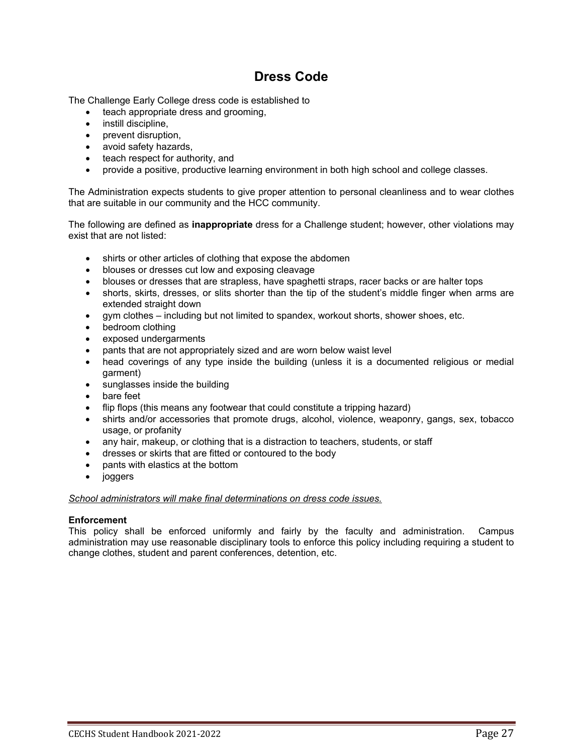# Dress Code

The Challenge Early College dress code is established to

- teach appropriate dress and grooming,
- instill discipline,
- prevent disruption,
- avoid safety hazards,
- teach respect for authority, and
- provide a positive, productive learning environment in both high school and college classes.

The Administration expects students to give proper attention to personal cleanliness and to wear clothes that are suitable in our community and the HCC community.

The following are defined as **inappropriate** dress for a Challenge student; however, other violations may exist that are not listed:

- shirts or other articles of clothing that expose the abdomen
- blouses or dresses cut low and exposing cleavage
- blouses or dresses that are strapless, have spaghetti straps, racer backs or are halter tops
- shorts, skirts, dresses, or slits shorter than the tip of the student's middle finger when arms are extended straight down
- gym clothes – including but not limited to spandex, workout shorts, shower shoes, etc.
- bedroom clothing
- exposed undergarments
- pants that are not appropriately sized and are worn below waist level
- head coverings of any type inside the building (unless it is a documented religious or medial garment)
- sunglasses inside the building
- bare feet
- flip flops (this means any footwear that could constitute a tripping hazard)
- shirts and/or accessories that promote drugs, alcohol, violence, weaponry, gangs, sex, tobacco usage, or profanity
- any hair, makeup, or clothing that is a distraction to teachers, students, or staff
- dresses or skirts that are fitted or contoured to the body
- pants with elastics at the bottom
- joggers

*School administrators will make final determinations on dress code issues.*

**Enforcement**
This policy shall be enforced uniformly and fairly by the faculty and administration. Campus administration may use reasonable disciplinary tools to enforce this policy including requiring a student to change clothes, student and parent conferences, detention, etc.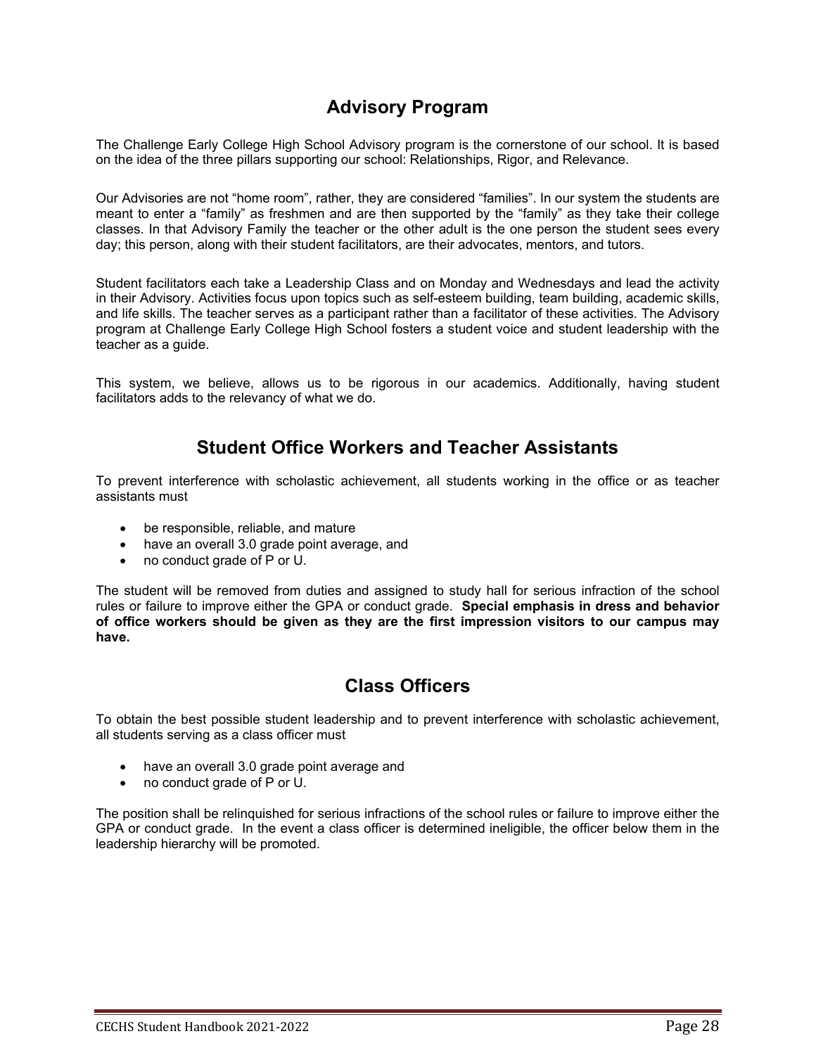## Advisory Program

The Challenge Early College High School Advisory program is the cornerstone of our school. It is based on the idea of the three pillars supporting our school: Relationships, Rigor, and Relevance.

Our Advisories are not "home room", rather, they are considered "families". In our system the students are meant to enter a "family" as freshmen and are then supported by the "family" as they take their college classes. In that Advisory Family the teacher or the other adult is the one person the student sees every day; this person, along with their student facilitators, are their advocates, mentors, and tutors.

Student facilitators each take a Leadership Class and on Monday and Wednesdays and lead the activity in their Advisory. Activities focus upon topics such as self-esteem building, team building, academic skills, and life skills. The teacher serves as a participant rather than a facilitator of these activities. The Advisory program at Challenge Early College High School fosters a student voice and student leadership with the teacher as a guide.

This system, we believe, allows us to be rigorous in our academics. Additionally, having student facilitators adds to the relevancy of what we do.

## Student Office Workers and Teacher Assistants

To prevent interference with scholastic achievement, all students working in the office or as teacher assistants must

- be responsible, reliable, and mature
- have an overall 3.0 grade point average, and
- no conduct grade of P or U.

The student will be removed from duties and assigned to study hall for serious infraction of the school rules or failure to improve either the GPA or conduct grade. **Special emphasis in dress and behavior of office workers should be given as they are the first impression visitors to our campus may have.**

## Class Officers

To obtain the best possible student leadership and to prevent interference with scholastic achievement, all students serving as a class officer must

- have an overall 3.0 grade point average and
- no conduct grade of P or U.

The position shall be relinquished for serious infractions of the school rules or failure to improve either the GPA or conduct grade. In the event a class officer is determined ineligible, the officer below them in the leadership hierarchy will be promoted.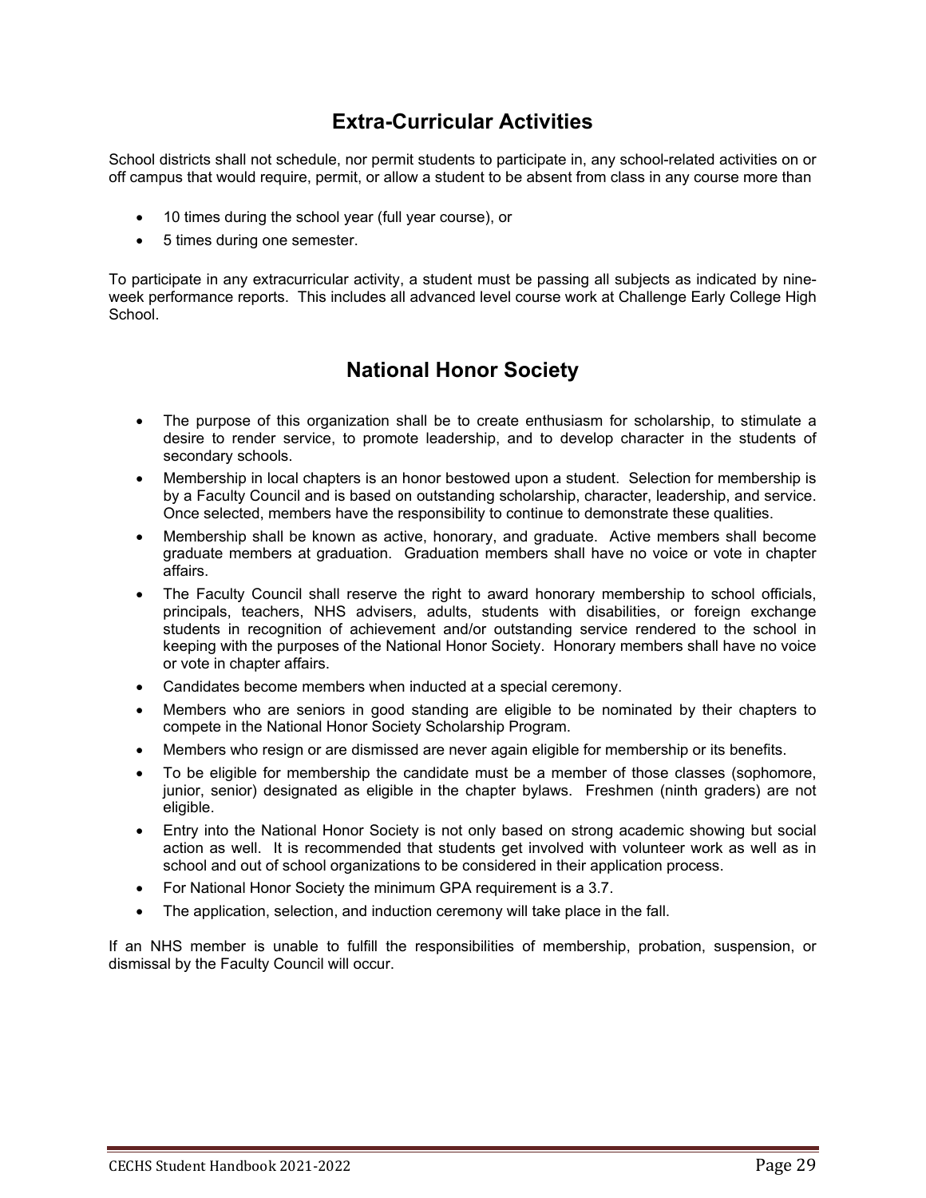## Extra-Curricular Activities

School districts shall not schedule, nor permit students to participate in, any school-related activities on or off campus that would require, permit, or allow a student to be absent from class in any course more than

- 10 times during the school year (full year course), or
- 5 times during one semester.

To participate in any extracurricular activity, a student must be passing all subjects as indicated by nine-week performance reports. This includes all advanced level course work at Challenge Early College High School.

## National Honor Society

- The purpose of this organization shall be to create enthusiasm for scholarship, to stimulate a desire to render service, to promote leadership, and to develop character in the students of secondary schools.
- Membership in local chapters is an honor bestowed upon a student. Selection for membership is by a Faculty Council and is based on outstanding scholarship, character, leadership, and service. Once selected, members have the responsibility to continue to demonstrate these qualities.
- Membership shall be known as active, honorary, and graduate. Active members shall become graduate members at graduation. Graduation members shall have no voice or vote in chapter affairs.
- The Faculty Council shall reserve the right to award honorary membership to school officials, principals, teachers, NHS advisers, adults, students with disabilities, or foreign exchange students in recognition of achievement and/or outstanding service rendered to the school in keeping with the purposes of the National Honor Society. Honorary members shall have no voice or vote in chapter affairs.
- Candidates become members when inducted at a special ceremony.
- Members who are seniors in good standing are eligible to be nominated by their chapters to compete in the National Honor Society Scholarship Program.
- Members who resign or are dismissed are never again eligible for membership or its benefits.
- To be eligible for membership the candidate must be a member of those classes (sophomore, junior, senior) designated as eligible in the chapter bylaws. Freshmen (ninth graders) are not eligible.
- Entry into the National Honor Society is not only based on strong academic showing but social action as well. It is recommended that students get involved with volunteer work as well as in school and out of school organizations to be considered in their application process.
- For National Honor Society the minimum GPA requirement is a 3.7.
- The application, selection, and induction ceremony will take place in the fall.

If an NHS member is unable to fulfill the responsibilities of membership, probation, suspension, or dismissal by the Faculty Council will occur.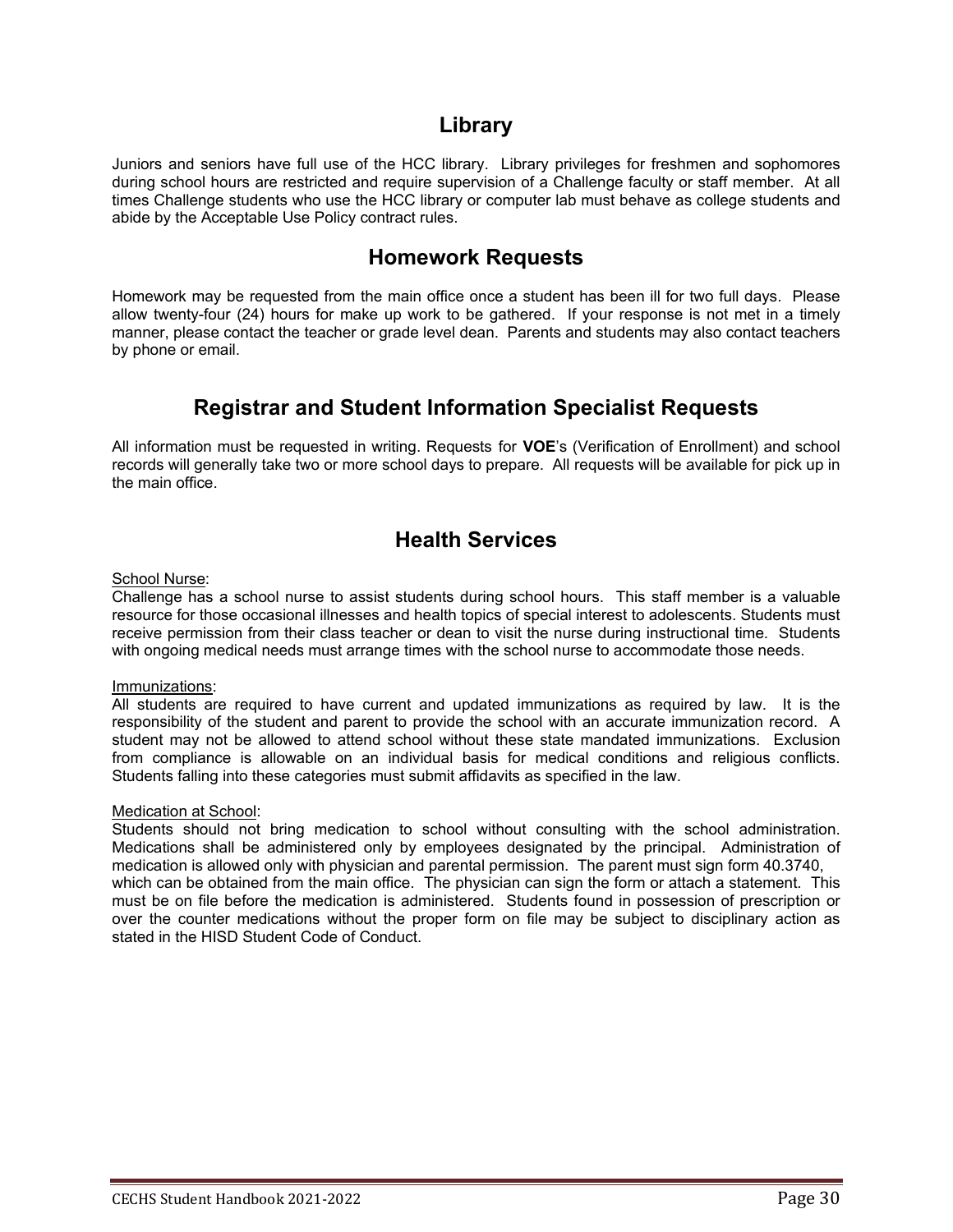## Library

Juniors and seniors have full use of the HCC library. Library privileges for freshmen and sophomores during school hours are restricted and require supervision of a Challenge faculty or staff member. At all times Challenge students who use the HCC library or computer lab must behave as college students and abide by the Acceptable Use Policy contract rules.

## Homework Requests

Homework may be requested from the main office once a student has been ill for two full days. Please allow twenty-four (24) hours for make up work to be gathered. If your response is not met in a timely manner, please contact the teacher or grade level dean. Parents and students may also contact teachers by phone or email.

## Registrar and Student Information Specialist Requests

All information must be requested in writing. Requests for **VOE**'s (Verification of Enrollment) and school records will generally take two or more school days to prepare. All requests will be available for pick up in the main office.

## Health Services

School Nurse:

Challenge has a school nurse to assist students during school hours. This staff member is a valuable resource for those occasional illnesses and health topics of special interest to adolescents. Students must receive permission from their class teacher or dean to visit the nurse during instructional time. Students with ongoing medical needs must arrange times with the school nurse to accommodate those needs.

Immunizations:

All students are required to have current and updated immunizations as required by law. It is the responsibility of the student and parent to provide the school with an accurate immunization record. A student may not be allowed to attend school without these state mandated immunizations. Exclusion from compliance is allowable on an individual basis for medical conditions and religious conflicts. Students falling into these categories must submit affidavits as specified in the law.

Medication at School:

Students should not bring medication to school without consulting with the school administration. Medications shall be administered only by employees designated by the principal. Administration of medication is allowed only with physician and parental permission. The parent must sign form 40.3740, which can be obtained from the main office. The physician can sign the form or attach a statement. This must be on file before the medication is administered. Students found in possession of prescription or over the counter medications without the proper form on file may be subject to disciplinary action as stated in the HISD Student Code of Conduct.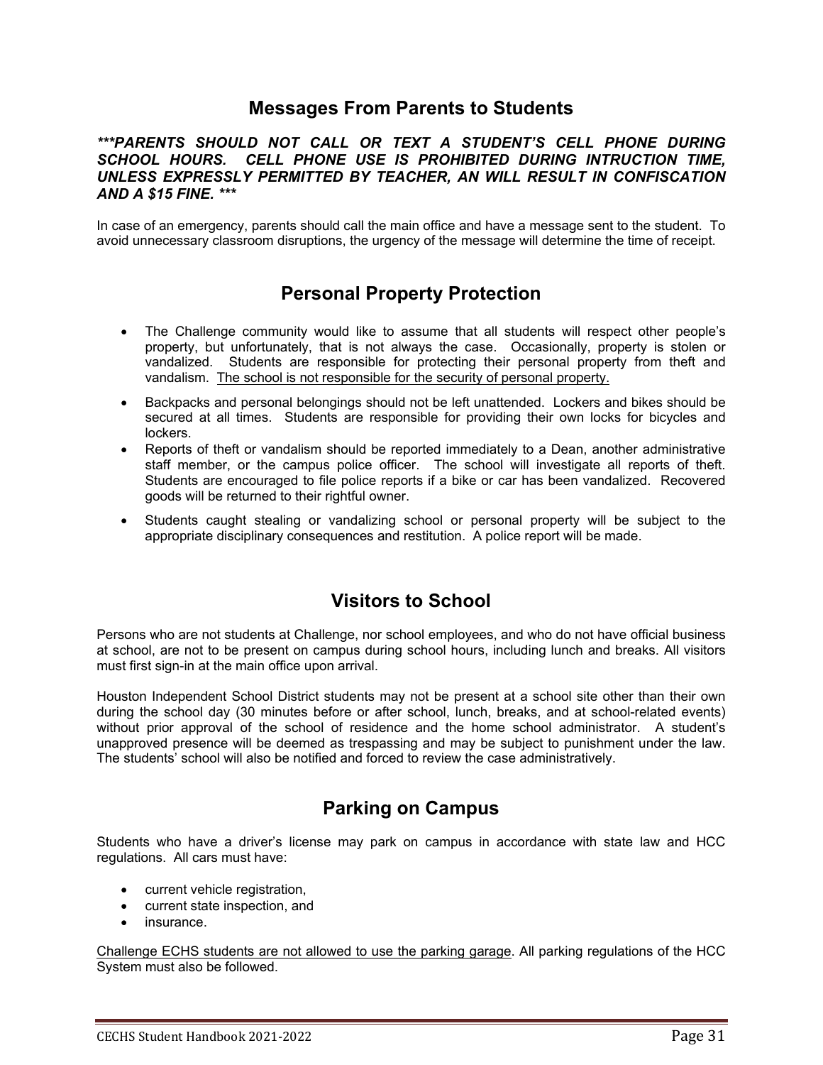## Messages From Parents to Students

***\*\*\*PARENTS SHOULD NOT CALL OR TEXT A STUDENT'S CELL PHONE DURING SCHOOL HOURS. CELL PHONE USE IS PROHIBITED DURING INTRUCTION TIME, UNLESS EXPRESSLY PERMITTED BY TEACHER, AN WILL RESULT IN CONFISCATION AND A $15 FINE. \*\*\****

In case of an emergency, parents should call the main office and have a message sent to the student. To avoid unnecessary classroom disruptions, the urgency of the message will determine the time of receipt.

## Personal Property Protection

- The Challenge community would like to assume that all students will respect other people's property, but unfortunately, that is not always the case. Occasionally, property is stolen or vandalized. Students are responsible for protecting their personal property from theft and vandalism. <u>The school is not responsible for the security of personal property.</u>
- Backpacks and personal belongings should not be left unattended. Lockers and bikes should be secured at all times. Students are responsible for providing their own locks for bicycles and lockers.
- Reports of theft or vandalism should be reported immediately to a Dean, another administrative staff member, or the campus police officer. The school will investigate all reports of theft. Students are encouraged to file police reports if a bike or car has been vandalized. Recovered goods will be returned to their rightful owner.
- Students caught stealing or vandalizing school or personal property will be subject to the appropriate disciplinary consequences and restitution. A police report will be made.

## Visitors to School

Persons who are not students at Challenge, nor school employees, and who do not have official business at school, are not to be present on campus during school hours, including lunch and breaks. All visitors must first sign-in at the main office upon arrival.

Houston Independent School District students may not be present at a school site other than their own during the school day (30 minutes before or after school, lunch, breaks, and at school-related events) without prior approval of the school of residence and the home school administrator. A student's unapproved presence will be deemed as trespassing and may be subject to punishment under the law. The students' school will also be notified and forced to review the case administratively.

## Parking on Campus

Students who have a driver's license may park on campus in accordance with state law and HCC regulations. All cars must have:

- current vehicle registration,
- current state inspection, and
- insurance.

<u>Challenge ECHS students are not allowed to use the parking garage</u>. All parking regulations of the HCC System must also be followed.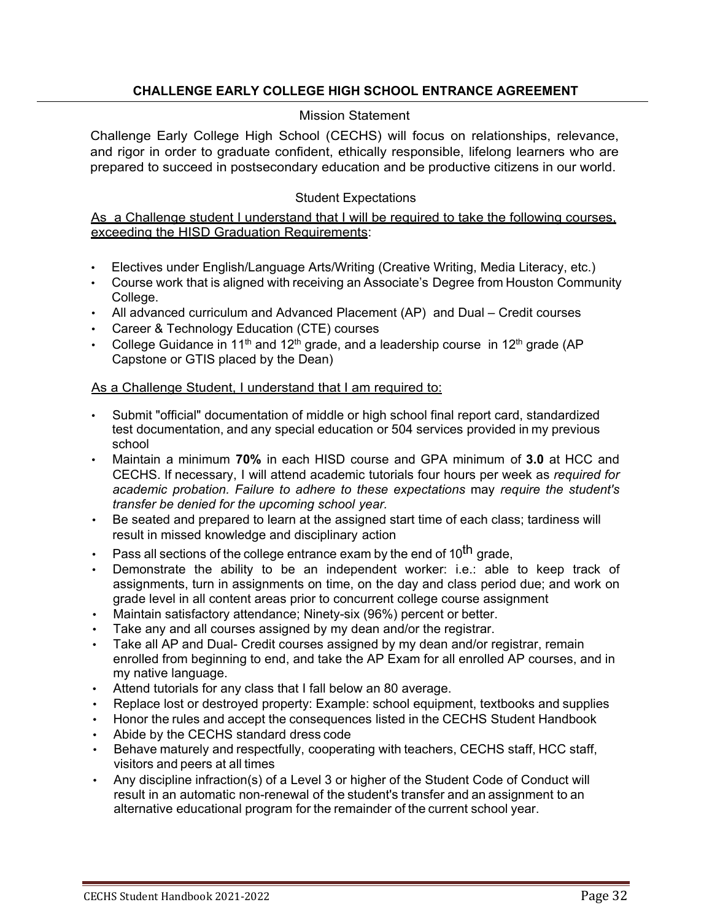## CHALLENGE EARLY COLLEGE HIGH SCHOOL ENTRANCE AGREEMENT

### Mission Statement

Challenge Early College High School (CECHS) will focus on relationships, relevance, and rigor in order to graduate confident, ethically responsible, lifelong learners who are prepared to succeed in postsecondary education and be productive citizens in our world.

### Student Expectations

<u>As a Challenge student I understand that I will be required to take the following courses, exceeding the HISD Graduation Requirements</u>:

- Electives under English/Language Arts/Writing (Creative Writing, Media Literacy, etc.)
- Course work that is aligned with receiving an Associate's Degree from Houston Community College.
- All advanced curriculum and Advanced Placement (AP) and Dual – Credit courses
- Career & Technology Education (CTE) courses
- College Guidance in 11th and 12th grade, and a leadership course in 12th grade (AP Capstone or GTIS placed by the Dean)

<u>As a Challenge Student, I understand that I am required to:</u>

- Submit "official" documentation of middle or high school final report card, standardized test documentation, and any special education or 504 services provided in my previous school
- Maintain a minimum **70%** in each HISD course and GPA minimum of **3.0** at HCC and CECHS. If necessary, I will attend academic tutorials four hours per week as *required for academic probation. Failure to adhere to these expectations* may *require the student's transfer be denied for the upcoming school year.*
- Be seated and prepared to learn at the assigned start time of each class; tardiness will result in missed knowledge and disciplinary action
- Pass all sections of the college entrance exam by the end of 10th grade,
- Demonstrate the ability to be an independent worker: i.e.: able to keep track of assignments, turn in assignments on time, on the day and class period due; and work on grade level in all content areas prior to concurrent college course assignment
- Maintain satisfactory attendance; Ninety-six (96%) percent or better.
- Take any and all courses assigned by my dean and/or the registrar.
- Take all AP and Dual- Credit courses assigned by my dean and/or registrar, remain enrolled from beginning to end, and take the AP Exam for all enrolled AP courses, and in my native language.
- Attend tutorials for any class that I fall below an 80 average.
- Replace lost or destroyed property: Example: school equipment, textbooks and supplies
- Honor the rules and accept the consequences listed in the CECHS Student Handbook
- Abide by the CECHS standard dress code
- Behave maturely and respectfully, cooperating with teachers, CECHS staff, HCC staff, visitors and peers at all times
- Any discipline infraction(s) of a Level 3 or higher of the Student Code of Conduct will result in an automatic non-renewal of the student's transfer and an assignment to an alternative educational program for the remainder of the current school year.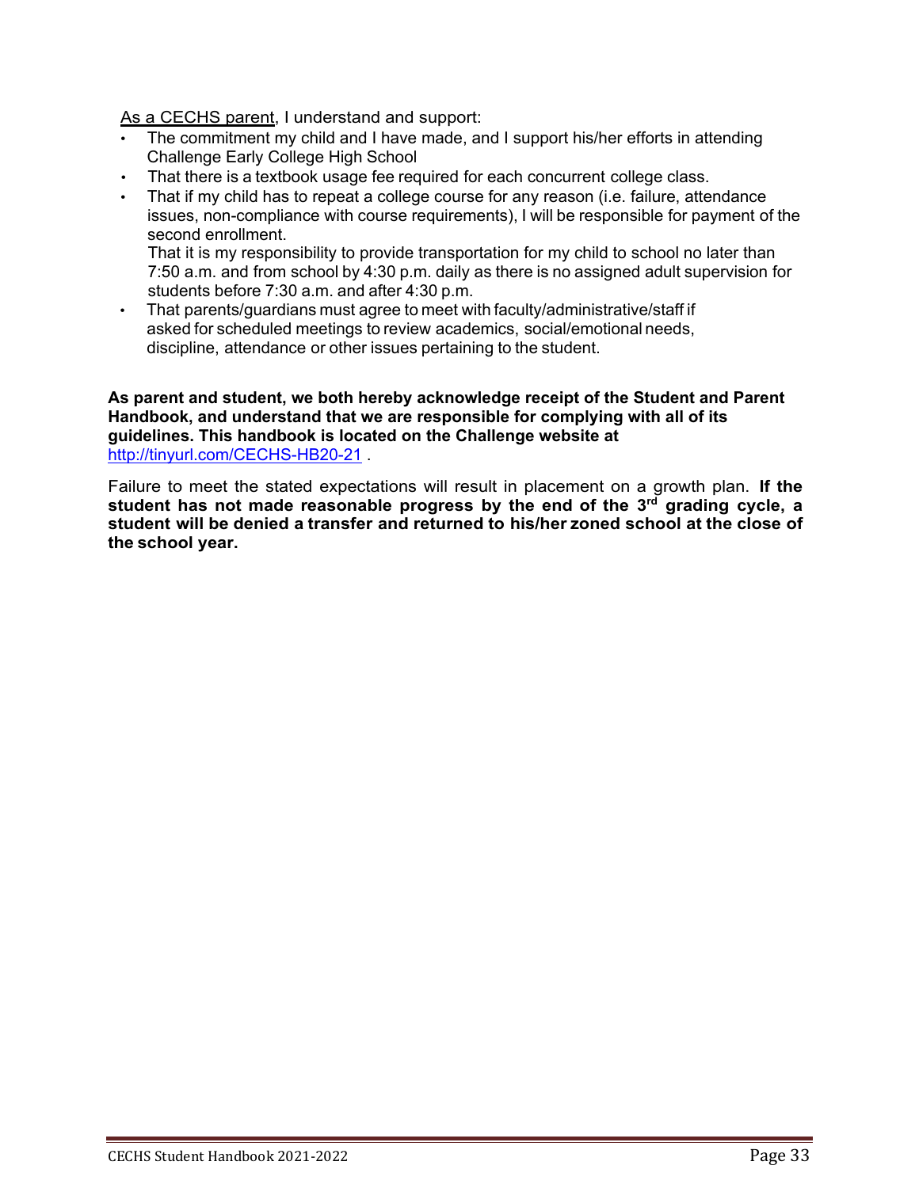<u>As a CECHS parent</u>, I understand and support:

- The commitment my child and I have made, and I support his/her efforts in attending Challenge Early College High School
- That there is a textbook usage fee required for each concurrent college class.
- That if my child has to repeat a college course for any reason (i.e. failure, attendance issues, non-compliance with course requirements), I will be responsible for payment of the second enrollment.
  That it is my responsibility to provide transportation for my child to school no later than 7:50 a.m. and from school by 4:30 p.m. daily as there is no assigned adult supervision for students before 7:30 a.m. and after 4:30 p.m.
- That parents/guardians must agree to meet with faculty/administrative/staff if asked for scheduled meetings to review academics, social/emotional needs, discipline, attendance or other issues pertaining to the student.

**As parent and student, we both hereby acknowledge receipt of the Student and Parent Handbook, and understand that we are responsible for complying with all of its guidelines. This handbook is located on the Challenge website at** http://tinyurl.com/CECHS-HB20-21 .

Failure to meet the stated expectations will result in placement on a growth plan. **If the student has not made reasonable progress by the end of the 3rd grading cycle, a student will be denied a transfer and returned to his/her zoned school at the close of the school year.**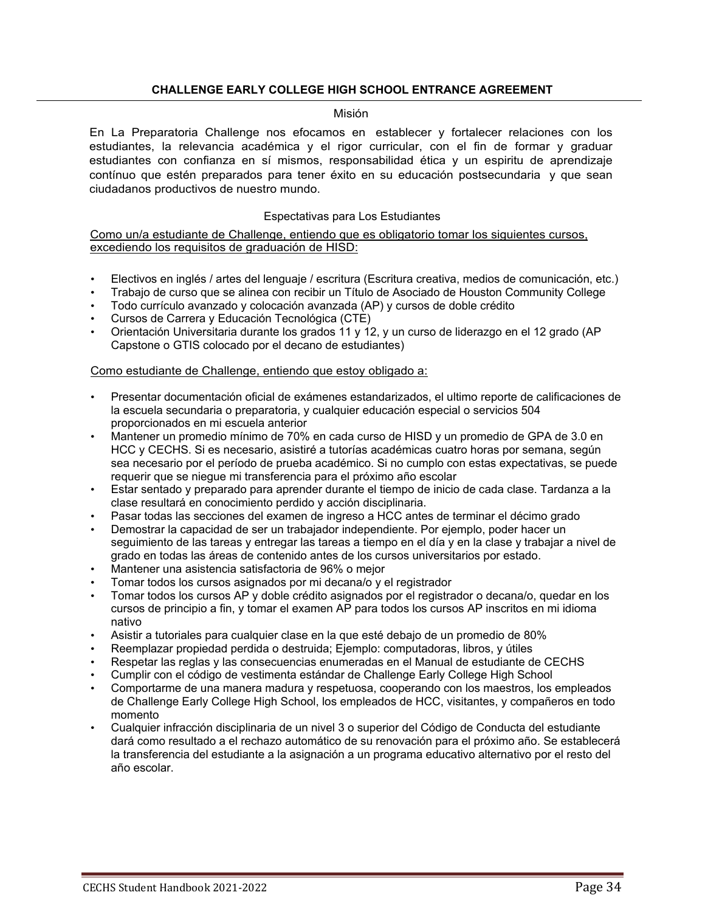## CHALLENGE EARLY COLLEGE HIGH SCHOOL ENTRANCE AGREEMENT

### Misión

En La Preparatoria Challenge nos efocamos en establecer y fortalecer relaciones con los estudiantes, la relevancia académica y el rigor curricular, con el fin de formar y graduar estudiantes con confianza en sí mismos, responsabilidad ética y un espiritu de aprendizaje contínuo que estén preparados para tener éxito en su educación postsecundaria y que sean ciudadanos productivos de nuestro mundo.

### Espectativas para Los Estudiantes

<u>Como un/a estudiante de Challenge, entiendo que es obligatorio tomar los siguientes cursos, excediendo los requisitos de graduación de HISD:</u>

- Electivos en inglés / artes del lenguaje / escritura (Escritura creativa, medios de comunicación, etc.)
- Trabajo de curso que se alinea con recibir un Título de Asociado de Houston Community College
- Todo currículo avanzado y colocación avanzada (AP) y cursos de doble crédito
- Cursos de Carrera y Educación Tecnológica (CTE)
- Orientación Universitaria durante los grados 11 y 12, y un curso de liderazgo en el 12 grado (AP Capstone o GTIS colocado por el decano de estudiantes)

<u>Como estudiante de Challenge, entiendo que estoy obligado a:</u>

- Presentar documentación oficial de exámenes estandarizados, el ultimo reporte de calificaciones de la escuela secundaria o preparatoria, y cualquier educación especial o servicios 504 proporcionados en mi escuela anterior
- Mantener un promedio mínimo de 70% en cada curso de HISD y un promedio de GPA de 3.0 en HCC y CECHS. Si es necesario, asistiré a tutorías académicas cuatro horas por semana, según sea necesario por el período de prueba académico. Si no cumplo con estas expectativas, se puede requerir que se niegue mi transferencia para el próximo año escolar
- Estar sentado y preparado para aprender durante el tiempo de inicio de cada clase. Tardanza a la clase resultará en conocimiento perdido y acción disciplinaria.
- Pasar todas las secciones del examen de ingreso a HCC antes de terminar el décimo grado
- Demostrar la capacidad de ser un trabajador independiente. Por ejemplo, poder hacer un seguimiento de las tareas y entregar las tareas a tiempo en el día y en la clase y trabajar a nivel de grado en todas las áreas de contenido antes de los cursos universitarios por estado.
- Mantener una asistencia satisfactoria de 96% o mejor
- Tomar todos los cursos asignados por mi decana/o y el registrador
- Tomar todos los cursos AP y doble crédito asignados por el registrador o decana/o, quedar en los cursos de principio a fin, y tomar el examen AP para todos los cursos AP inscritos en mi idioma nativo
- Asistir a tutoriales para cualquier clase en la que esté debajo de un promedio de 80%
- Reemplazar propiedad perdida o destruida; Ejemplo: computadoras, libros, y útiles
- Respetar las reglas y las consecuencias enumeradas en el Manual de estudiante de CECHS
- Cumplir con el código de vestimenta estándar de Challenge Early College High School
- Comportarme de una manera madura y respetuosa, cooperando con los maestros, los empleados de Challenge Early College High School, los empleados de HCC, visitantes, y compañeros en todo momento
- Cualquier infracción disciplinaria de un nivel 3 o superior del Código de Conducta del estudiante dará como resultado a el rechazo automático de su renovación para el próximo año. Se establecerá la transferencia del estudiante a la asignación a un programa educativo alternativo por el resto del año escolar.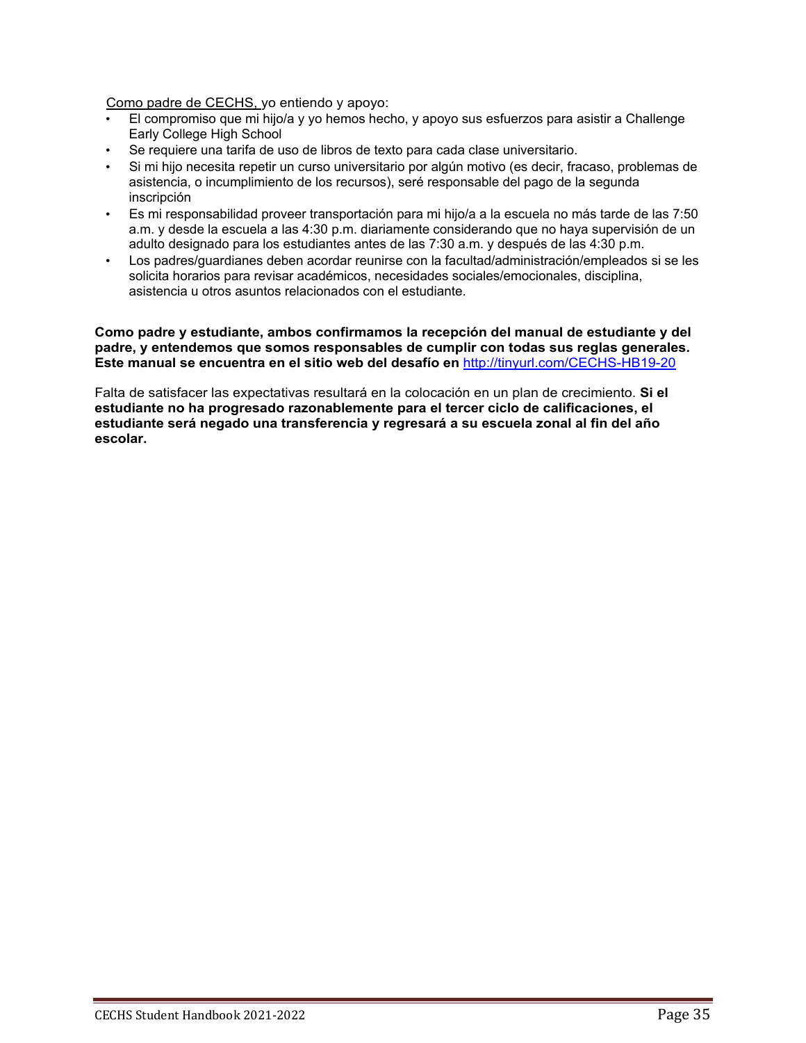Como padre de CECHS, yo entiendo y apoyo:

- El compromiso que mi hijo/a y yo hemos hecho, y apoyo sus esfuerzos para asistir a Challenge Early College High School
- Se requiere una tarifa de uso de libros de texto para cada clase universitario.
- Si mi hijo necesita repetir un curso universitario por algún motivo (es decir, fracaso, problemas de asistencia, o incumplimiento de los recursos), seré responsable del pago de la segunda inscripción
- Es mi responsabilidad proveer transportación para mi hijo/a a la escuela no más tarde de las 7:50 a.m. y desde la escuela a las 4:30 p.m. diariamente considerando que no haya supervisión de un adulto designado para los estudiantes antes de las 7:30 a.m. y después de las 4:30 p.m.
- Los padres/guardianes deben acordar reunirse con la facultad/administración/empleados si se les solicita horarios para revisar académicos, necesidades sociales/emocionales, disciplina, asistencia u otros asuntos relacionados con el estudiante.

**Como padre y estudiante, ambos confirmamos la recepción del manual de estudiante y del padre, y entendemos que somos responsables de cumplir con todas sus reglas generales. Este manual se encuentra en el sitio web del desafío en** http://tinyurl.com/CECHS-HB19-20

Falta de satisfacer las expectativas resultará en la colocación en un plan de crecimiento. **Si el estudiante no ha progresado razonablemente para el tercer ciclo de calificaciones, el estudiante será negado una transferencia y regresará a su escuela zonal al fin del año escolar.**